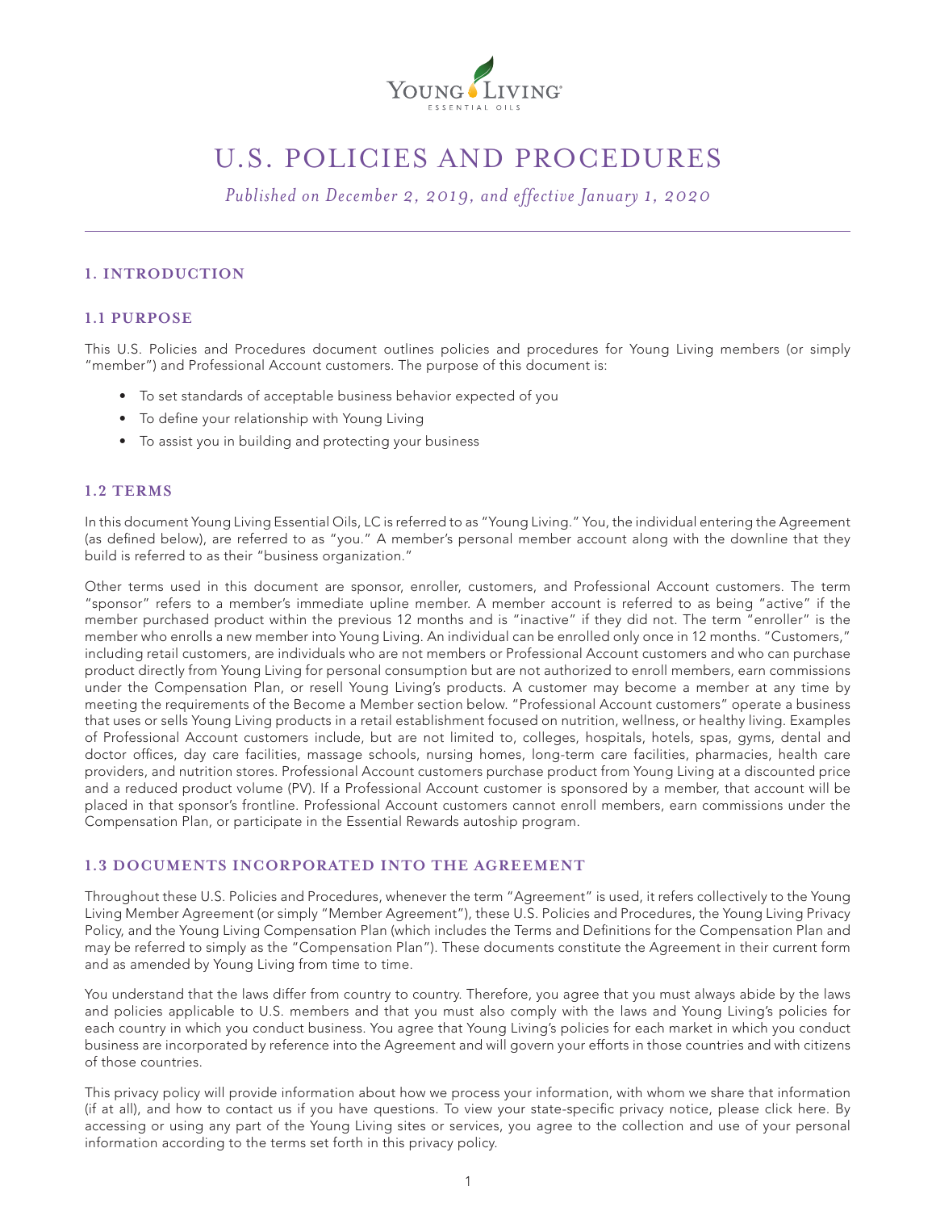# U.S. POLICIES AND PROCEDURES

*Published on December 2, 2019, and effective January 1, 2020*

## 1. INTRODUCTION

### 1.1 PURPOSE

This U.S. Policies and Procedures document outlines policies and procedures for Young Living members (or simply "member") and Professional Account customers. The purpose of this document is:

- To set standards of acceptable business behavior expected of you
- To define your relationship with Young Living
- To assist you in building and protecting your business

### 1.2 TERMS

In this document Young Living Essential Oils, LC is referred to as "Young Living." You, the individual entering the Agreement (as defined below), are referred to as "you." A member's personal member account along with the downline that they build is referred to as their "business organization."

Other terms used in this document are sponsor, enroller, customers, and Professional Account customers. The term "sponsor" refers to a member's immediate upline member. A member account is referred to as being "active" if the member purchased product within the previous 12 months and is "inactive" if they did not. The term "enroller" is the member who enrolls a new member into Young Living. An individual can be enrolled only once in 12 months. "Customers," including retail customers, are individuals who are not members or Professional Account customers and who can purchase product directly from Young Living for personal consumption but are not authorized to enroll members, earn commissions under the Compensation Plan, or resell Young Living's products. A customer may become a member at any time by meeting the requirements of the Become a Member section below. "Professional Account customers" operate a business that uses or sells Young Living products in a retail establishment focused on nutrition, wellness, or healthy living. Examples of Professional Account customers include, but are not limited to, colleges, hospitals, hotels, spas, gyms, dental and doctor offices, day care facilities, massage schools, nursing homes, long-term care facilities, pharmacies, health care providers, and nutrition stores. Professional Account customers purchase product from Young Living at a discounted price and a reduced product volume (PV). If a Professional Account customer is sponsored by a member, that account will be placed in that sponsor's frontline. Professional Account customers cannot enroll members, earn commissions under the Compensation Plan, or participate in the Essential Rewards autoship program.

### 1.3 DOCUMENTS INCORPORATED INTO THE AGREEMENT

Throughout these U.S. Policies and Procedures, whenever the term "Agreement" is used, it refers collectively to the Young Living Member Agreement (or simply "Member Agreement"), these U.S. Policies and Procedures, the Young Living Privacy Policy, and the Young Living Compensation Plan (which includes the Terms and Definitions for the Compensation Plan and may be referred to simply as the "Compensation Plan"). These documents constitute the Agreement in their current form and as amended by Young Living from time to time.

You understand that the laws differ from country to country. Therefore, you agree that you must always abide by the laws and policies applicable to U.S. members and that you must also comply with the laws and Young Living's policies for each country in which you conduct business. You agree that Young Living's policies for each market in which you conduct business are incorporated by reference into the Agreement and will govern your efforts in those countries and with citizens of those countries.

This privacy policy will provide information about how we process your information, with whom we share that information (if at all), and how to contact us if you have questions. To view your state-specific privacy notice, please click here. By accessing or using any part of the Young Living sites or services, you agree to the collection and use of your personal information according to the terms set forth in this privacy policy.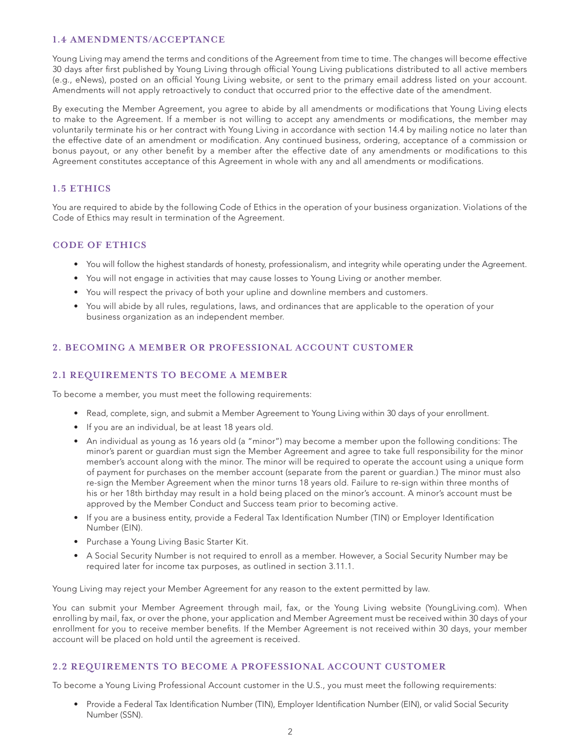### 1.4 AMENDMENTS/ACCEPTANCE

Young Living may amend the terms and conditions of the Agreement from time to time. The changes will become effective 30 days after first published by Young Living through official Young Living publications distributed to all active members (e.g., eNews), posted on an official Young Living website, or sent to the primary email address listed on your account. Amendments will not apply retroactively to conduct that occurred prior to the effective date of the amendment.

By executing the Member Agreement, you agree to abide by all amendments or modifications that Young Living elects to make to the Agreement. If a member is not willing to accept any amendments or modifications, the member may voluntarily terminate his or her contract with Young Living in accordance with section 14.4 by mailing notice no later than the effective date of an amendment or modification. Any continued business, ordering, acceptance of a commission or bonus payout, or any other benefit by a member after the effective date of any amendments or modifications to this Agreement constitutes acceptance of this Agreement in whole with any and all amendments or modifications.

### 1.5 ETHICS

You are required to abide by the following Code of Ethics in the operation of your business organization. Violations of the Code of Ethics may result in termination of the Agreement.

### CODE OF ETHICS

- You will follow the highest standards of honesty, professionalism, and integrity while operating under the Agreement.
- You will not engage in activities that may cause losses to Young Living or another member.
- You will respect the privacy of both your upline and downline members and customers.
- You will abide by all rules, regulations, laws, and ordinances that are applicable to the operation of your business organization as an independent member.

## 2. BECOMING A MEMBER OR PROFESSIONAL ACCOUNT CUSTOMER

### 2.1 REQUIREMENTS TO BECOME A MEMBER

To become a member, you must meet the following requirements:

- Read, complete, sign, and submit a Member Agreement to Young Living within 30 days of your enrollment.
- If you are an individual, be at least 18 years old.
- An individual as young as 16 years old (a "minor") may become a member upon the following conditions: The minor's parent or guardian must sign the Member Agreement and agree to take full responsibility for the minor member's account along with the minor. The minor will be required to operate the account using a unique form of payment for purchases on the member account (separate from the parent or guardian.) The minor must also re-sign the Member Agreement when the minor turns 18 years old. Failure to re-sign within three months of his or her 18th birthday may result in a hold being placed on the minor's account. A minor's account must be approved by the Member Conduct and Success team prior to becoming active.
- If you are a business entity, provide a Federal Tax Identification Number (TIN) or Employer Identification Number (EIN).
- Purchase a Young Living Basic Starter Kit.
- A Social Security Number is not required to enroll as a member. However, a Social Security Number may be required later for income tax purposes, as outlined in section 3.11.1.

Young Living may reject your Member Agreement for any reason to the extent permitted by law.

You can submit your Member Agreement through mail, fax, or the Young Living website (YoungLiving.com). When enrolling by mail, fax, or over the phone, your application and Member Agreement must be received within 30 days of your enrollment for you to receive member benefits. If the Member Agreement is not received within 30 days, your member account will be placed on hold until the agreement is received.

### 2.2 REQUIREMENTS TO BECOME A PROFESSIONAL ACCOUNT CUSTOMER

To become a Young Living Professional Account customer in the U.S., you must meet the following requirements:

- Provide a Federal Tax Identification Number (TIN), Employer Identification Number (EIN), or valid Social Security Number (SSN).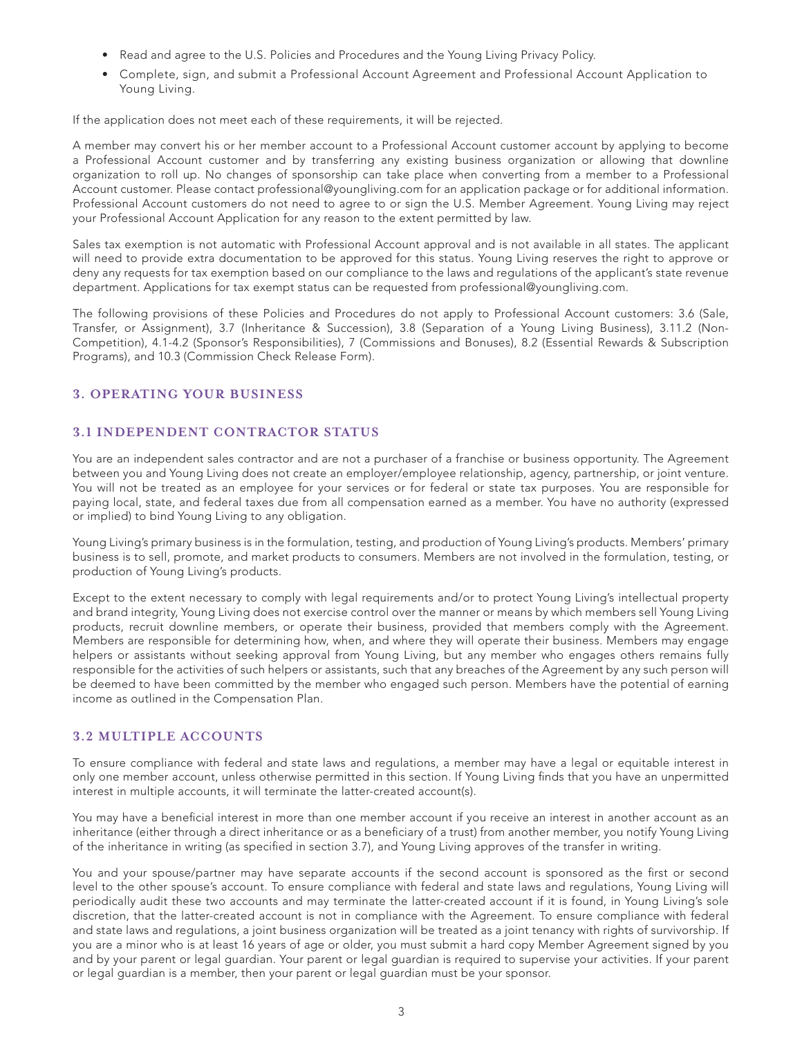- Read and agree to the U.S. Policies and Procedures and the Young Living Privacy Policy.
- Complete, sign, and submit a Professional Account Agreement and Professional Account Application to Young Living.

If the application does not meet each of these requirements, it will be rejected.

A member may convert his or her member account to a Professional Account customer account by applying to become a Professional Account customer and by transferring any existing business organization or allowing that downline organization to roll up. No changes of sponsorship can take place when converting from a member to a Professional Account customer. Please contact professional@youngliving.com for an application package or for additional information. Professional Account customers do not need to agree to or sign the U.S. Member Agreement. Young Living may reject your Professional Account Application for any reason to the extent permitted by law.

Sales tax exemption is not automatic with Professional Account approval and is not available in all states. The applicant will need to provide extra documentation to be approved for this status. Young Living reserves the right to approve or deny any requests for tax exemption based on our compliance to the laws and regulations of the applicant's state revenue department. Applications for tax exempt status can be requested from professional@youngliving.com.

The following provisions of these Policies and Procedures do not apply to Professional Account customers: 3.6 (Sale, Transfer, or Assignment), 3.7 (Inheritance & Succession), 3.8 (Separation of a Young Living Business), 3.11.2 (Non-Competition), 4.1-4.2 (Sponsor's Responsibilities), 7 (Commissions and Bonuses), 8.2 (Essential Rewards & Subscription Programs), and 10.3 (Commission Check Release Form).

## 3. OPERATING YOUR BUSINESS

### 3.1 INDEPENDENT CONTRACTOR STATUS

You are an independent sales contractor and are not a purchaser of a franchise or business opportunity. The Agreement between you and Young Living does not create an employer/employee relationship, agency, partnership, or joint venture. You will not be treated as an employee for your services or for federal or state tax purposes. You are responsible for paying local, state, and federal taxes due from all compensation earned as a member. You have no authority (expressed or implied) to bind Young Living to any obligation.

Young Living's primary business is in the formulation, testing, and production of Young Living's products. Members' primary business is to sell, promote, and market products to consumers. Members are not involved in the formulation, testing, or production of Young Living's products.

Except to the extent necessary to comply with legal requirements and/or to protect Young Living's intellectual property and brand integrity, Young Living does not exercise control over the manner or means by which members sell Young Living products, recruit downline members, or operate their business, provided that members comply with the Agreement. Members are responsible for determining how, when, and where they will operate their business. Members may engage helpers or assistants without seeking approval from Young Living, but any member who engages others remains fully responsible for the activities of such helpers or assistants, such that any breaches of the Agreement by any such person will be deemed to have been committed by the member who engaged such person. Members have the potential of earning income as outlined in the Compensation Plan.

### 3.2 MULTIPLE ACCOUNTS

To ensure compliance with federal and state laws and regulations, a member may have a legal or equitable interest in only one member account, unless otherwise permitted in this section. If Young Living finds that you have an unpermitted interest in multiple accounts, it will terminate the latter-created account(s).

You may have a beneficial interest in more than one member account if you receive an interest in another account as an inheritance (either through a direct inheritance or as a beneficiary of a trust) from another member, you notify Young Living of the inheritance in writing (as specified in section 3.7), and Young Living approves of the transfer in writing.

You and your spouse/partner may have separate accounts if the second account is sponsored as the first or second level to the other spouse's account. To ensure compliance with federal and state laws and regulations, Young Living will periodically audit these two accounts and may terminate the latter-created account if it is found, in Young Living's sole discretion, that the latter-created account is not in compliance with the Agreement. To ensure compliance with federal and state laws and regulations, a joint business organization will be treated as a joint tenancy with rights of survivorship. If you are a minor who is at least 16 years of age or older, you must submit a hard copy Member Agreement signed by you and by your parent or legal guardian. Your parent or legal guardian is required to supervise your activities. If your parent or legal guardian is a member, then your parent or legal guardian must be your sponsor.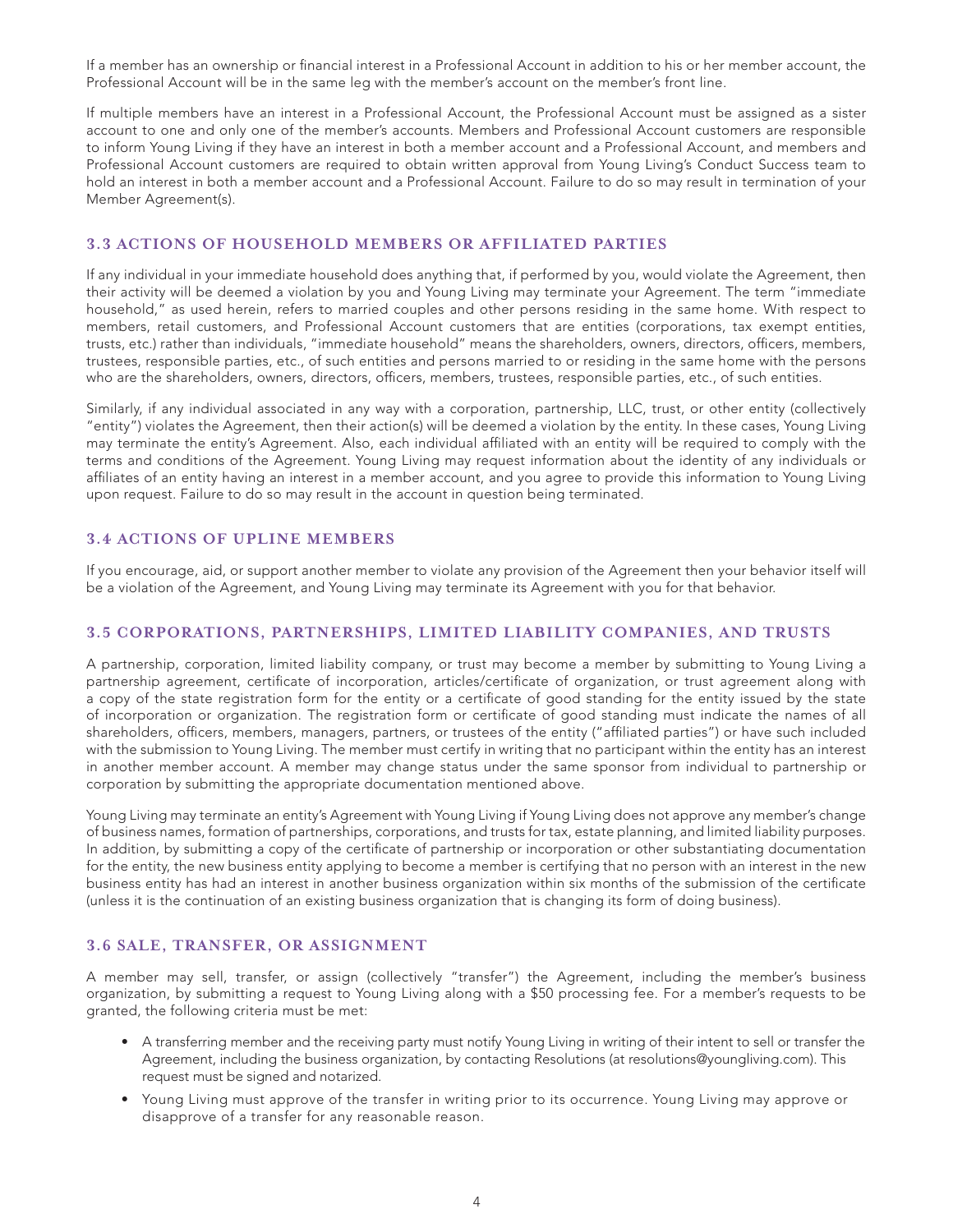If a member has an ownership or financial interest in a Professional Account in addition to his or her member account, the Professional Account will be in the same leg with the member's account on the member's front line.

If multiple members have an interest in a Professional Account, the Professional Account must be assigned as a sister account to one and only one of the member's accounts. Members and Professional Account customers are responsible to inform Young Living if they have an interest in both a member account and a Professional Account, and members and Professional Account customers are required to obtain written approval from Young Living's Conduct Success team to hold an interest in both a member account and a Professional Account. Failure to do so may result in termination of your Member Agreement(s).

### 3.3 ACTIONS OF HOUSEHOLD MEMBERS OR AFFILIATED PARTIES

If any individual in your immediate household does anything that, if performed by you, would violate the Agreement, then their activity will be deemed a violation by you and Young Living may terminate your Agreement. The term "immediate household," as used herein, refers to married couples and other persons residing in the same home. With respect to members, retail customers, and Professional Account customers that are entities (corporations, tax exempt entities, trusts, etc.) rather than individuals, "immediate household" means the shareholders, owners, directors, officers, members, trustees, responsible parties, etc., of such entities and persons married to or residing in the same home with the persons who are the shareholders, owners, directors, officers, members, trustees, responsible parties, etc., of such entities.

Similarly, if any individual associated in any way with a corporation, partnership, LLC, trust, or other entity (collectively "entity") violates the Agreement, then their action(s) will be deemed a violation by the entity. In these cases, Young Living may terminate the entity's Agreement. Also, each individual affiliated with an entity will be required to comply with the terms and conditions of the Agreement. Young Living may request information about the identity of any individuals or affiliates of an entity having an interest in a member account, and you agree to provide this information to Young Living upon request. Failure to do so may result in the account in question being terminated.

### 3.4 ACTIONS OF UPLINE MEMBERS

If you encourage, aid, or support another member to violate any provision of the Agreement then your behavior itself will be a violation of the Agreement, and Young Living may terminate its Agreement with you for that behavior.

### 3.5 CORPORATIONS, PARTNERSHIPS, LIMITED LIABILITY COMPANIES, AND TRUSTS

A partnership, corporation, limited liability company, or trust may become a member by submitting to Young Living a partnership agreement, certificate of incorporation, articles/certificate of organization, or trust agreement along with a copy of the state registration form for the entity or a certificate of good standing for the entity issued by the state of incorporation or organization. The registration form or certificate of good standing must indicate the names of all shareholders, officers, members, managers, partners, or trustees of the entity ("affiliated parties") or have such included with the submission to Young Living. The member must certify in writing that no participant within the entity has an interest in another member account. A member may change status under the same sponsor from individual to partnership or corporation by submitting the appropriate documentation mentioned above.

Young Living may terminate an entity's Agreement with Young Living if Young Living does not approve any member's change of business names, formation of partnerships, corporations, and trusts for tax, estate planning, and limited liability purposes. In addition, by submitting a copy of the certificate of partnership or incorporation or other substantiating documentation for the entity, the new business entity applying to become a member is certifying that no person with an interest in the new business entity has had an interest in another business organization within six months of the submission of the certificate (unless it is the continuation of an existing business organization that is changing its form of doing business).

### 3.6 SALE, TRANSFER, OR ASSIGNMENT

A member may sell, transfer, or assign (collectively "transfer") the Agreement, including the member's business organization, by submitting a request to Young Living along with a $50 processing fee. For a member's requests to be granted, the following criteria must be met:

- A transferring member and the receiving party must notify Young Living in writing of their intent to sell or transfer the Agreement, including the business organization, by contacting Resolutions (at resolutions@youngliving.com). This request must be signed and notarized.
- Young Living must approve of the transfer in writing prior to its occurrence. Young Living may approve or disapprove of a transfer for any reasonable reason.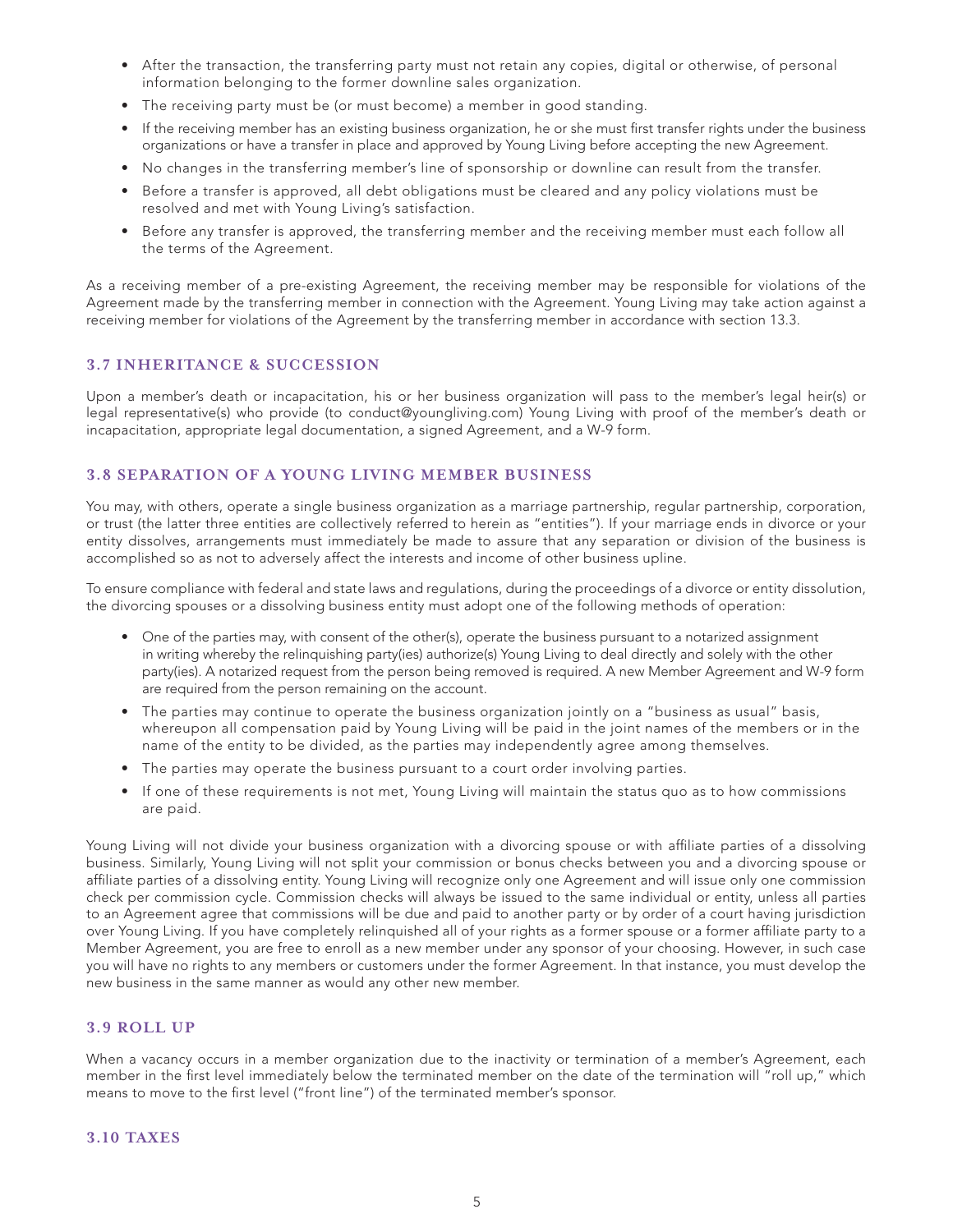- After the transaction, the transferring party must not retain any copies, digital or otherwise, of personal information belonging to the former downline sales organization.
- The receiving party must be (or must become) a member in good standing.
- If the receiving member has an existing business organization, he or she must first transfer rights under the business organizations or have a transfer in place and approved by Young Living before accepting the new Agreement.
- No changes in the transferring member's line of sponsorship or downline can result from the transfer.
- Before a transfer is approved, all debt obligations must be cleared and any policy violations must be resolved and met with Young Living's satisfaction.
- Before any transfer is approved, the transferring member and the receiving member must each follow all the terms of the Agreement.

As a receiving member of a pre-existing Agreement, the receiving member may be responsible for violations of the Agreement made by the transferring member in connection with the Agreement. Young Living may take action against a receiving member for violations of the Agreement by the transferring member in accordance with section 13.3.

### 3.7 INHERITANCE & SUCCESSION

Upon a member's death or incapacitation, his or her business organization will pass to the member's legal heir(s) or legal representative(s) who provide (to conduct@youngliving.com) Young Living with proof of the member's death or incapacitation, appropriate legal documentation, a signed Agreement, and a W-9 form.

### 3.8 SEPARATION OF A YOUNG LIVING MEMBER BUSINESS

You may, with others, operate a single business organization as a marriage partnership, regular partnership, corporation, or trust (the latter three entities are collectively referred to herein as "entities"). If your marriage ends in divorce or your entity dissolves, arrangements must immediately be made to assure that any separation or division of the business is accomplished so as not to adversely affect the interests and income of other business upline.

To ensure compliance with federal and state laws and regulations, during the proceedings of a divorce or entity dissolution, the divorcing spouses or a dissolving business entity must adopt one of the following methods of operation:

- One of the parties may, with consent of the other(s), operate the business pursuant to a notarized assignment in writing whereby the relinquishing party(ies) authorize(s) Young Living to deal directly and solely with the other party(ies). A notarized request from the person being removed is required. A new Member Agreement and W-9 form are required from the person remaining on the account.
- The parties may continue to operate the business organization jointly on a "business as usual" basis, whereupon all compensation paid by Young Living will be paid in the joint names of the members or in the name of the entity to be divided, as the parties may independently agree among themselves.
- The parties may operate the business pursuant to a court order involving parties.
- If one of these requirements is not met, Young Living will maintain the status quo as to how commissions are paid.

Young Living will not divide your business organization with a divorcing spouse or with affiliate parties of a dissolving business. Similarly, Young Living will not split your commission or bonus checks between you and a divorcing spouse or affiliate parties of a dissolving entity. Young Living will recognize only one Agreement and will issue only one commission check per commission cycle. Commission checks will always be issued to the same individual or entity, unless all parties to an Agreement agree that commissions will be due and paid to another party or by order of a court having jurisdiction over Young Living. If you have completely relinquished all of your rights as a former spouse or a former affiliate party to a Member Agreement, you are free to enroll as a new member under any sponsor of your choosing. However, in such case you will have no rights to any members or customers under the former Agreement. In that instance, you must develop the new business in the same manner as would any other new member.

### 3.9 ROLL UP

When a vacancy occurs in a member organization due to the inactivity or termination of a member's Agreement, each member in the first level immediately below the terminated member on the date of the termination will "roll up," which means to move to the first level ("front line") of the terminated member's sponsor.

### 3.10 TAXES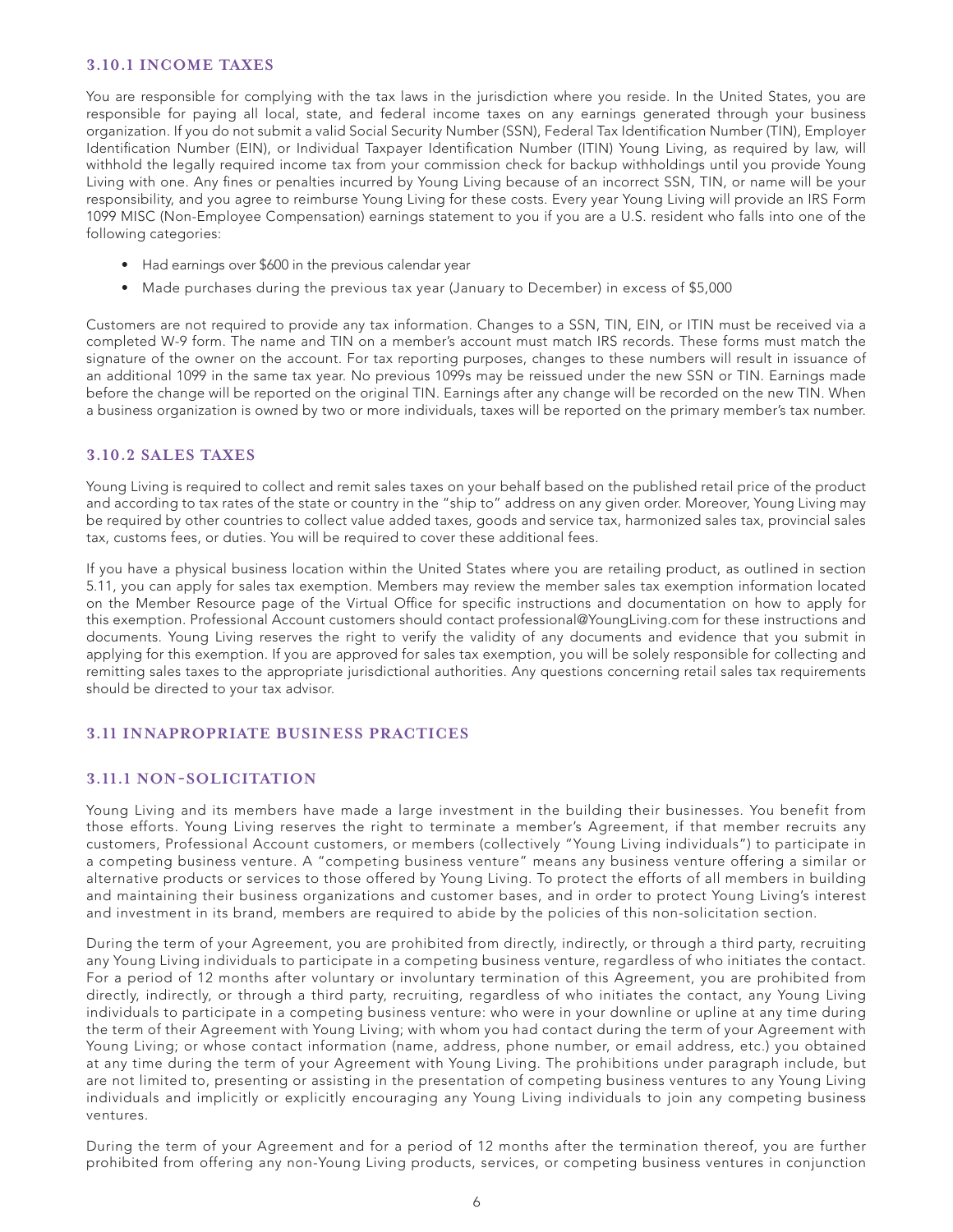### 3.10.1 INCOME TAXES

You are responsible for complying with the tax laws in the jurisdiction where you reside. In the United States, you are responsible for paying all local, state, and federal income taxes on any earnings generated through your business organization. If you do not submit a valid Social Security Number (SSN), Federal Tax Identification Number (TIN), Employer Identification Number (EIN), or Individual Taxpayer Identification Number (ITIN) Young Living, as required by law, will withhold the legally required income tax from your commission check for backup withholdings until you provide Young Living with one. Any fines or penalties incurred by Young Living because of an incorrect SSN, TIN, or name will be your responsibility, and you agree to reimburse Young Living for these costs. Every year Young Living will provide an IRS Form 1099 MISC (Non-Employee Compensation) earnings statement to you if you are a U.S. resident who falls into one of the following categories:

- Had earnings over $600 in the previous calendar year
- Made purchases during the previous tax year (January to December) in excess of $5,000

Customers are not required to provide any tax information. Changes to a SSN, TIN, EIN, or ITIN must be received via a completed W-9 form. The name and TIN on a member's account must match IRS records. These forms must match the signature of the owner on the account. For tax reporting purposes, changes to these numbers will result in issuance of an additional 1099 in the same tax year. No previous 1099s may be reissued under the new SSN or TIN. Earnings made before the change will be reported on the original TIN. Earnings after any change will be recorded on the new TIN. When a business organization is owned by two or more individuals, taxes will be reported on the primary member's tax number.

### 3.10.2 SALES TAXES

Young Living is required to collect and remit sales taxes on your behalf based on the published retail price of the product and according to tax rates of the state or country in the "ship to" address on any given order. Moreover, Young Living may be required by other countries to collect value added taxes, goods and service tax, harmonized sales tax, provincial sales tax, customs fees, or duties. You will be required to cover these additional fees.

If you have a physical business location within the United States where you are retailing product, as outlined in section 5.11, you can apply for sales tax exemption. Members may review the member sales tax exemption information located on the Member Resource page of the Virtual Office for specific instructions and documentation on how to apply for this exemption. Professional Account customers should contact professional@YoungLiving.com for these instructions and documents. Young Living reserves the right to verify the validity of any documents and evidence that you submit in applying for this exemption. If you are approved for sales tax exemption, you will be solely responsible for collecting and remitting sales taxes to the appropriate jurisdictional authorities. Any questions concerning retail sales tax requirements should be directed to your tax advisor.

## 3.11 INNAPROPRIATE BUSINESS PRACTICES

### 3.11.1 NON-SOLICITATION

Young Living and its members have made a large investment in the building their businesses. You benefit from those efforts. Young Living reserves the right to terminate a member's Agreement, if that member recruits any customers, Professional Account customers, or members (collectively "Young Living individuals") to participate in a competing business venture. A "competing business venture" means any business venture offering a similar or alternative products or services to those offered by Young Living. To protect the efforts of all members in building and maintaining their business organizations and customer bases, and in order to protect Young Living's interest and investment in its brand, members are required to abide by the policies of this non-solicitation section.

During the term of your Agreement, you are prohibited from directly, indirectly, or through a third party, recruiting any Young Living individuals to participate in a competing business venture, regardless of who initiates the contact. For a period of 12 months after voluntary or involuntary termination of this Agreement, you are prohibited from directly, indirectly, or through a third party, recruiting, regardless of who initiates the contact, any Young Living individuals to participate in a competing business venture: who were in your downline or upline at any time during the term of their Agreement with Young Living; with whom you had contact during the term of your Agreement with Young Living; or whose contact information (name, address, phone number, or email address, etc.) you obtained at any time during the term of your Agreement with Young Living. The prohibitions under paragraph include, but are not limited to, presenting or assisting in the presentation of competing business ventures to any Young Living individuals and implicitly or explicitly encouraging any Young Living individuals to join any competing business ventures.

During the term of your Agreement and for a period of 12 months after the termination thereof, you are further prohibited from offering any non-Young Living products, services, or competing business ventures in conjunction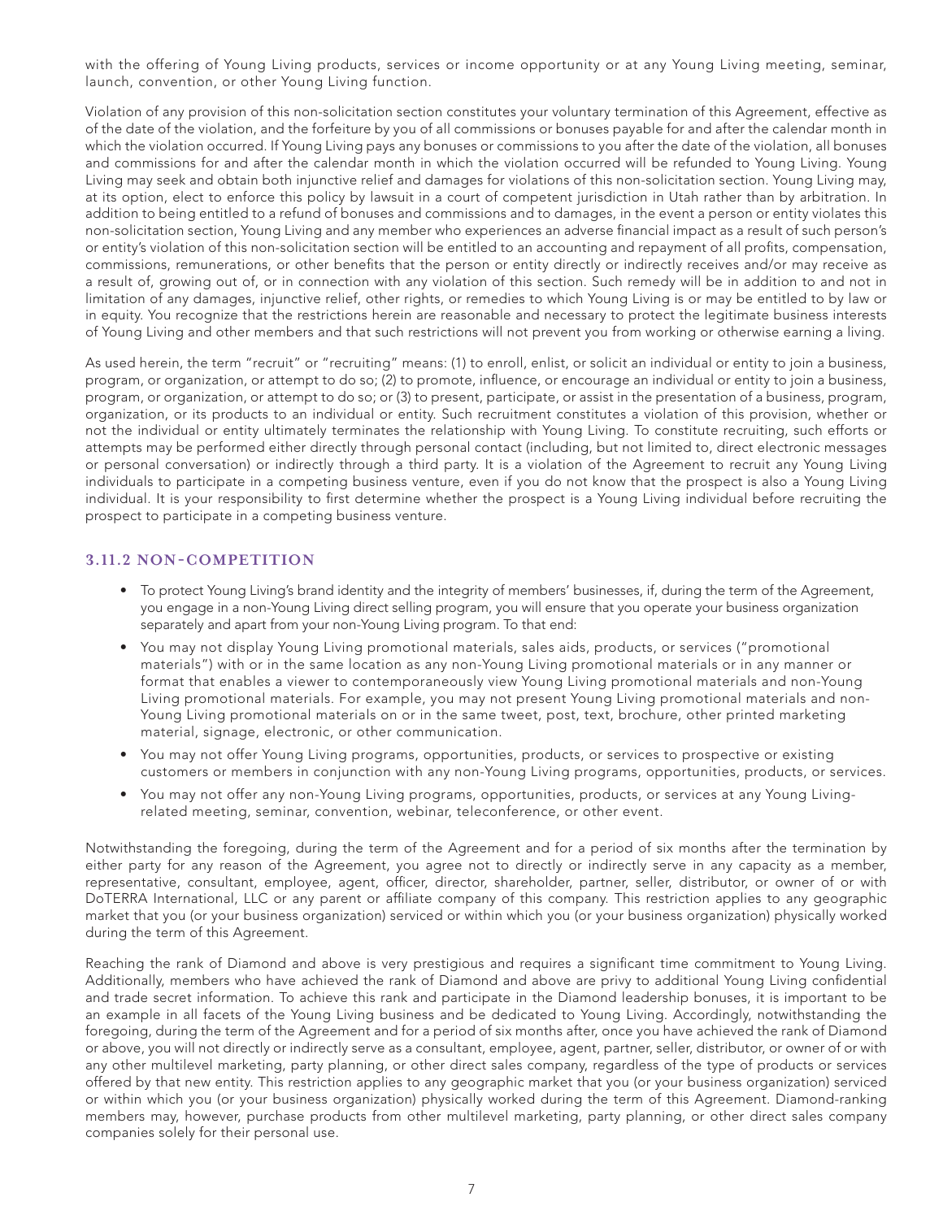with the offering of Young Living products, services or income opportunity or at any Young Living meeting, seminar, launch, convention, or other Young Living function.

Violation of any provision of this non-solicitation section constitutes your voluntary termination of this Agreement, effective as of the date of the violation, and the forfeiture by you of all commissions or bonuses payable for and after the calendar month in which the violation occurred. If Young Living pays any bonuses or commissions to you after the date of the violation, all bonuses and commissions for and after the calendar month in which the violation occurred will be refunded to Young Living. Young Living may seek and obtain both injunctive relief and damages for violations of this non-solicitation section. Young Living may, at its option, elect to enforce this policy by lawsuit in a court of competent jurisdiction in Utah rather than by arbitration. In addition to being entitled to a refund of bonuses and commissions and to damages, in the event a person or entity violates this non-solicitation section, Young Living and any member who experiences an adverse financial impact as a result of such person's or entity's violation of this non-solicitation section will be entitled to an accounting and repayment of all profits, compensation, commissions, remunerations, or other benefits that the person or entity directly or indirectly receives and/or may receive as a result of, growing out of, or in connection with any violation of this section. Such remedy will be in addition to and not in limitation of any damages, injunctive relief, other rights, or remedies to which Young Living is or may be entitled to by law or in equity. You recognize that the restrictions herein are reasonable and necessary to protect the legitimate business interests of Young Living and other members and that such restrictions will not prevent you from working or otherwise earning a living.

As used herein, the term "recruit" or "recruiting" means: (1) to enroll, enlist, or solicit an individual or entity to join a business, program, or organization, or attempt to do so; (2) to promote, influence, or encourage an individual or entity to join a business, program, or organization, or attempt to do so; or (3) to present, participate, or assist in the presentation of a business, program, organization, or its products to an individual or entity. Such recruitment constitutes a violation of this provision, whether or not the individual or entity ultimately terminates the relationship with Young Living. To constitute recruiting, such efforts or attempts may be performed either directly through personal contact (including, but not limited to, direct electronic messages or personal conversation) or indirectly through a third party. It is a violation of the Agreement to recruit any Young Living individuals to participate in a competing business venture, even if you do not know that the prospect is also a Young Living individual. It is your responsibility to first determine whether the prospect is a Young Living individual before recruiting the prospect to participate in a competing business venture.

### 3.11.2 NON-COMPETITION

- To protect Young Living's brand identity and the integrity of members' businesses, if, during the term of the Agreement, you engage in a non-Young Living direct selling program, you will ensure that you operate your business organization separately and apart from your non-Young Living program. To that end:
- You may not display Young Living promotional materials, sales aids, products, or services ("promotional materials") with or in the same location as any non-Young Living promotional materials or in any manner or format that enables a viewer to contemporaneously view Young Living promotional materials and non-Young Living promotional materials. For example, you may not present Young Living promotional materials and non-Young Living promotional materials on or in the same tweet, post, text, brochure, other printed marketing material, signage, electronic, or other communication.
- You may not offer Young Living programs, opportunities, products, or services to prospective or existing customers or members in conjunction with any non-Young Living programs, opportunities, products, or services.
- You may not offer any non-Young Living programs, opportunities, products, or services at any Young Living-related meeting, seminar, convention, webinar, teleconference, or other event.

Notwithstanding the foregoing, during the term of the Agreement and for a period of six months after the termination by either party for any reason of the Agreement, you agree not to directly or indirectly serve in any capacity as a member, representative, consultant, employee, agent, officer, director, shareholder, partner, seller, distributor, or owner of or with DoTERRA International, LLC or any parent or affiliate company of this company. This restriction applies to any geographic market that you (or your business organization) serviced or within which you (or your business organization) physically worked during the term of this Agreement.

Reaching the rank of Diamond and above is very prestigious and requires a significant time commitment to Young Living. Additionally, members who have achieved the rank of Diamond and above are privy to additional Young Living confidential and trade secret information. To achieve this rank and participate in the Diamond leadership bonuses, it is important to be an example in all facets of the Young Living business and be dedicated to Young Living. Accordingly, notwithstanding the foregoing, during the term of the Agreement and for a period of six months after, once you have achieved the rank of Diamond or above, you will not directly or indirectly serve as a consultant, employee, agent, partner, seller, distributor, or owner of or with any other multilevel marketing, party planning, or other direct sales company, regardless of the type of products or services offered by that new entity. This restriction applies to any geographic market that you (or your business organization) serviced or within which you (or your business organization) physically worked during the term of this Agreement. Diamond-ranking members may, however, purchase products from other multilevel marketing, party planning, or other direct sales company companies solely for their personal use.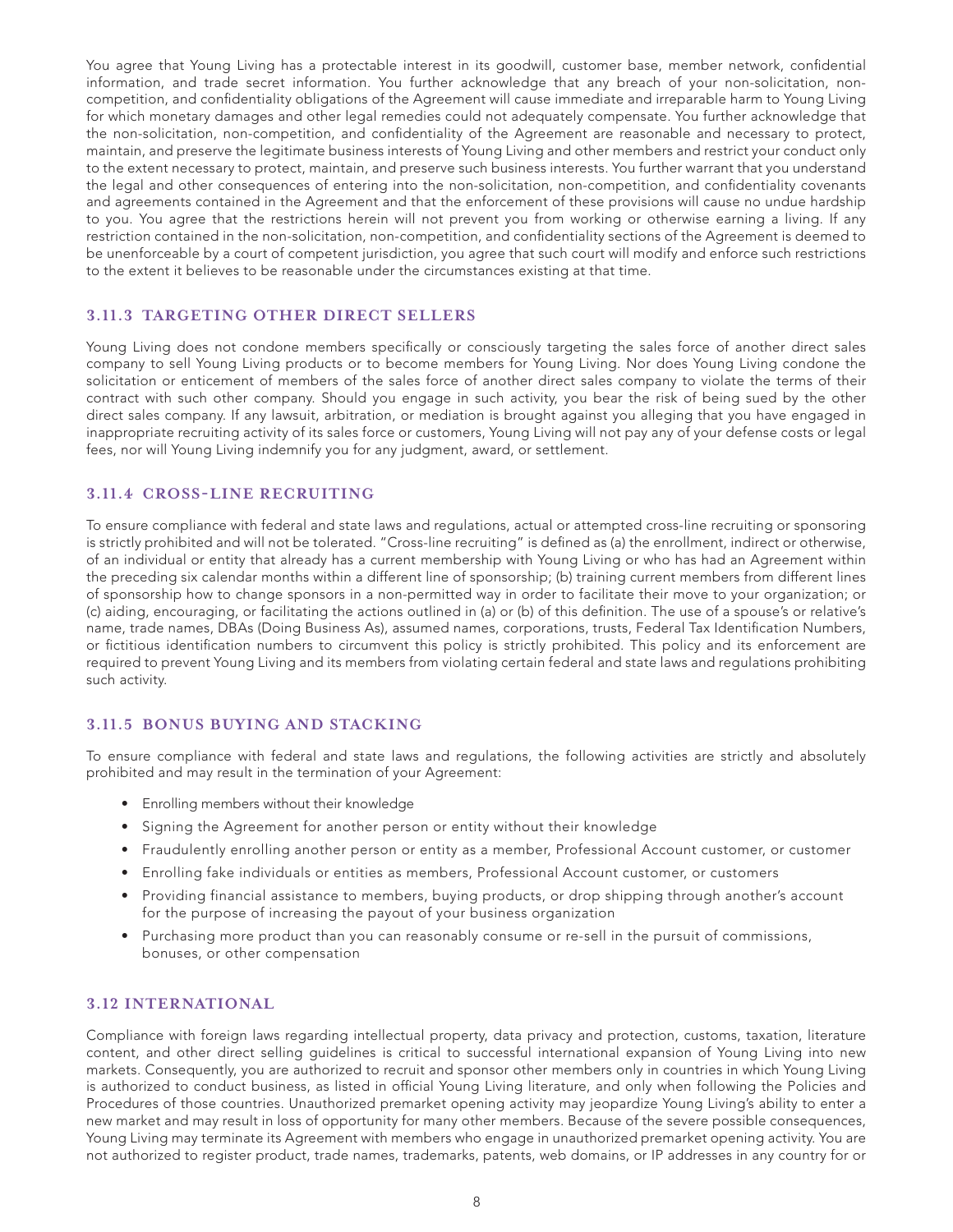You agree that Young Living has a protectable interest in its goodwill, customer base, member network, confidential information, and trade secret information. You further acknowledge that any breach of your non-solicitation, non-competition, and confidentiality obligations of the Agreement will cause immediate and irreparable harm to Young Living for which monetary damages and other legal remedies could not adequately compensate. You further acknowledge that the non-solicitation, non-competition, and confidentiality of the Agreement are reasonable and necessary to protect, maintain, and preserve the legitimate business interests of Young Living and other members and restrict your conduct only to the extent necessary to protect, maintain, and preserve such business interests. You further warrant that you understand the legal and other consequences of entering into the non-solicitation, non-competition, and confidentiality covenants and agreements contained in the Agreement and that the enforcement of these provisions will cause no undue hardship to you. You agree that the restrictions herein will not prevent you from working or otherwise earning a living. If any restriction contained in the non-solicitation, non-competition, and confidentiality sections of the Agreement is deemed to be unenforceable by a court of competent jurisdiction, you agree that such court will modify and enforce such restrictions to the extent it believes to be reasonable under the circumstances existing at that time.

### 3.11.3 TARGETING OTHER DIRECT SELLERS

Young Living does not condone members specifically or consciously targeting the sales force of another direct sales company to sell Young Living products or to become members for Young Living. Nor does Young Living condone the solicitation or enticement of members of the sales force of another direct sales company to violate the terms of their contract with such other company. Should you engage in such activity, you bear the risk of being sued by the other direct sales company. If any lawsuit, arbitration, or mediation is brought against you alleging that you have engaged in inappropriate recruiting activity of its sales force or customers, Young Living will not pay any of your defense costs or legal fees, nor will Young Living indemnify you for any judgment, award, or settlement.

### 3.11.4 CROSS-LINE RECRUITING

To ensure compliance with federal and state laws and regulations, actual or attempted cross-line recruiting or sponsoring is strictly prohibited and will not be tolerated. "Cross-line recruiting" is defined as (a) the enrollment, indirect or otherwise, of an individual or entity that already has a current membership with Young Living or who has had an Agreement within the preceding six calendar months within a different line of sponsorship; (b) training current members from different lines of sponsorship how to change sponsors in a non-permitted way in order to facilitate their move to your organization; or (c) aiding, encouraging, or facilitating the actions outlined in (a) or (b) of this definition. The use of a spouse's or relative's name, trade names, DBAs (Doing Business As), assumed names, corporations, trusts, Federal Tax Identification Numbers, or fictitious identification numbers to circumvent this policy is strictly prohibited. This policy and its enforcement are required to prevent Young Living and its members from violating certain federal and state laws and regulations prohibiting such activity.

### 3.11.5 BONUS BUYING AND STACKING

To ensure compliance with federal and state laws and regulations, the following activities are strictly and absolutely prohibited and may result in the termination of your Agreement:

- Enrolling members without their knowledge
- Signing the Agreement for another person or entity without their knowledge
- Fraudulently enrolling another person or entity as a member, Professional Account customer, or customer
- Enrolling fake individuals or entities as members, Professional Account customer, or customers
- Providing financial assistance to members, buying products, or drop shipping through another's account for the purpose of increasing the payout of your business organization
- Purchasing more product than you can reasonably consume or re-sell in the pursuit of commissions, bonuses, or other compensation

### 3.12 INTERNATIONAL

Compliance with foreign laws regarding intellectual property, data privacy and protection, customs, taxation, literature content, and other direct selling guidelines is critical to successful international expansion of Young Living into new markets. Consequently, you are authorized to recruit and sponsor other members only in countries in which Young Living is authorized to conduct business, as listed in official Young Living literature, and only when following the Policies and Procedures of those countries. Unauthorized premarket opening activity may jeopardize Young Living's ability to enter a new market and may result in loss of opportunity for many other members. Because of the severe possible consequences, Young Living may terminate its Agreement with members who engage in unauthorized premarket opening activity. You are not authorized to register product, trade names, trademarks, patents, web domains, or IP addresses in any country for or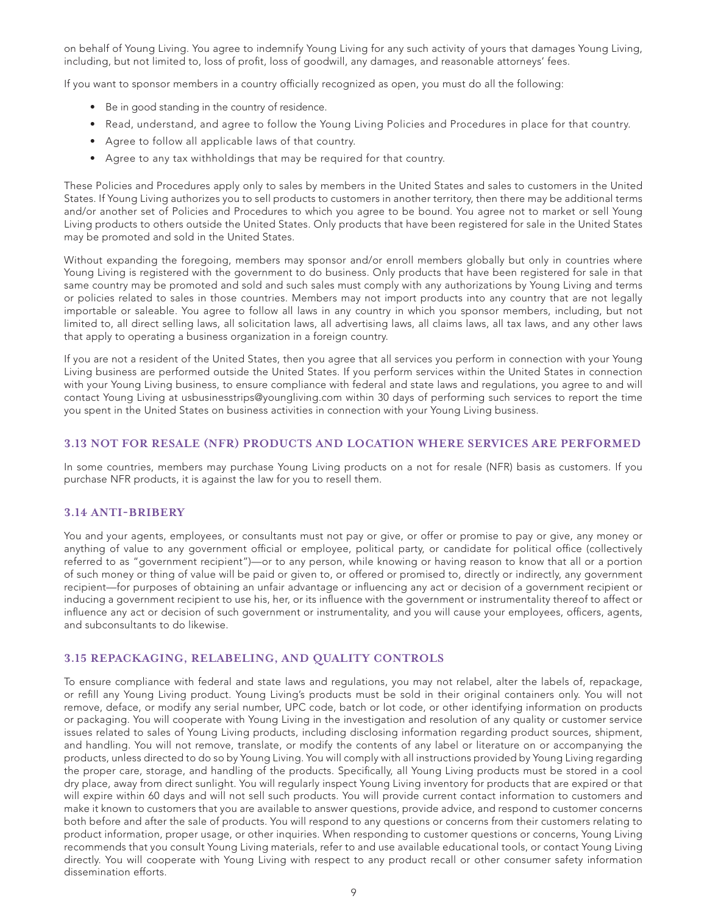on behalf of Young Living. You agree to indemnify Young Living for any such activity of yours that damages Young Living, including, but not limited to, loss of profit, loss of goodwill, any damages, and reasonable attorneys' fees.

If you want to sponsor members in a country officially recognized as open, you must do all the following:

- Be in good standing in the country of residence.
- Read, understand, and agree to follow the Young Living Policies and Procedures in place for that country.
- Agree to follow all applicable laws of that country.
- Agree to any tax withholdings that may be required for that country.

These Policies and Procedures apply only to sales by members in the United States and sales to customers in the United States. If Young Living authorizes you to sell products to customers in another territory, then there may be additional terms and/or another set of Policies and Procedures to which you agree to be bound. You agree not to market or sell Young Living products to others outside the United States. Only products that have been registered for sale in the United States may be promoted and sold in the United States.

Without expanding the foregoing, members may sponsor and/or enroll members globally but only in countries where Young Living is registered with the government to do business. Only products that have been registered for sale in that same country may be promoted and sold and such sales must comply with any authorizations by Young Living and terms or policies related to sales in those countries. Members may not import products into any country that are not legally importable or saleable. You agree to follow all laws in any country in which you sponsor members, including, but not limited to, all direct selling laws, all solicitation laws, all advertising laws, all claims laws, all tax laws, and any other laws that apply to operating a business organization in a foreign country.

If you are not a resident of the United States, then you agree that all services you perform in connection with your Young Living business are performed outside the United States. If you perform services within the United States in connection with your Young Living business, to ensure compliance with federal and state laws and regulations, you agree to and will contact Young Living at usbusinesstrips@youngliving.com within 30 days of performing such services to report the time you spent in the United States on business activities in connection with your Young Living business.

### 3.13 NOT FOR RESALE (NFR) PRODUCTS AND LOCATION WHERE SERVICES ARE PERFORMED

In some countries, members may purchase Young Living products on a not for resale (NFR) basis as customers. If you purchase NFR products, it is against the law for you to resell them.

### 3.14 ANTI-BRIBERY

You and your agents, employees, or consultants must not pay or give, or offer or promise to pay or give, any money or anything of value to any government official or employee, political party, or candidate for political office (collectively referred to as "government recipient")—or to any person, while knowing or having reason to know that all or a portion of such money or thing of value will be paid or given to, or offered or promised to, directly or indirectly, any government recipient—for purposes of obtaining an unfair advantage or influencing any act or decision of a government recipient or inducing a government recipient to use his, her, or its influence with the government or instrumentality thereof to affect or influence any act or decision of such government or instrumentality, and you will cause your employees, officers, agents, and subconsultants to do likewise.

### 3.15 REPACKAGING, RELABELING, AND QUALITY CONTROLS

To ensure compliance with federal and state laws and regulations, you may not relabel, alter the labels of, repackage, or refill any Young Living product. Young Living's products must be sold in their original containers only. You will not remove, deface, or modify any serial number, UPC code, batch or lot code, or other identifying information on products or packaging. You will cooperate with Young Living in the investigation and resolution of any quality or customer service issues related to sales of Young Living products, including disclosing information regarding product sources, shipment, and handling. You will not remove, translate, or modify the contents of any label or literature on or accompanying the products, unless directed to do so by Young Living. You will comply with all instructions provided by Young Living regarding the proper care, storage, and handling of the products. Specifically, all Young Living products must be stored in a cool dry place, away from direct sunlight. You will regularly inspect Young Living inventory for products that are expired or that will expire within 60 days and will not sell such products. You will provide current contact information to customers and make it known to customers that you are available to answer questions, provide advice, and respond to customer concerns both before and after the sale of products. You will respond to any questions or concerns from their customers relating to product information, proper usage, or other inquiries. When responding to customer questions or concerns, Young Living recommends that you consult Young Living materials, refer to and use available educational tools, or contact Young Living directly. You will cooperate with Young Living with respect to any product recall or other consumer safety information dissemination efforts.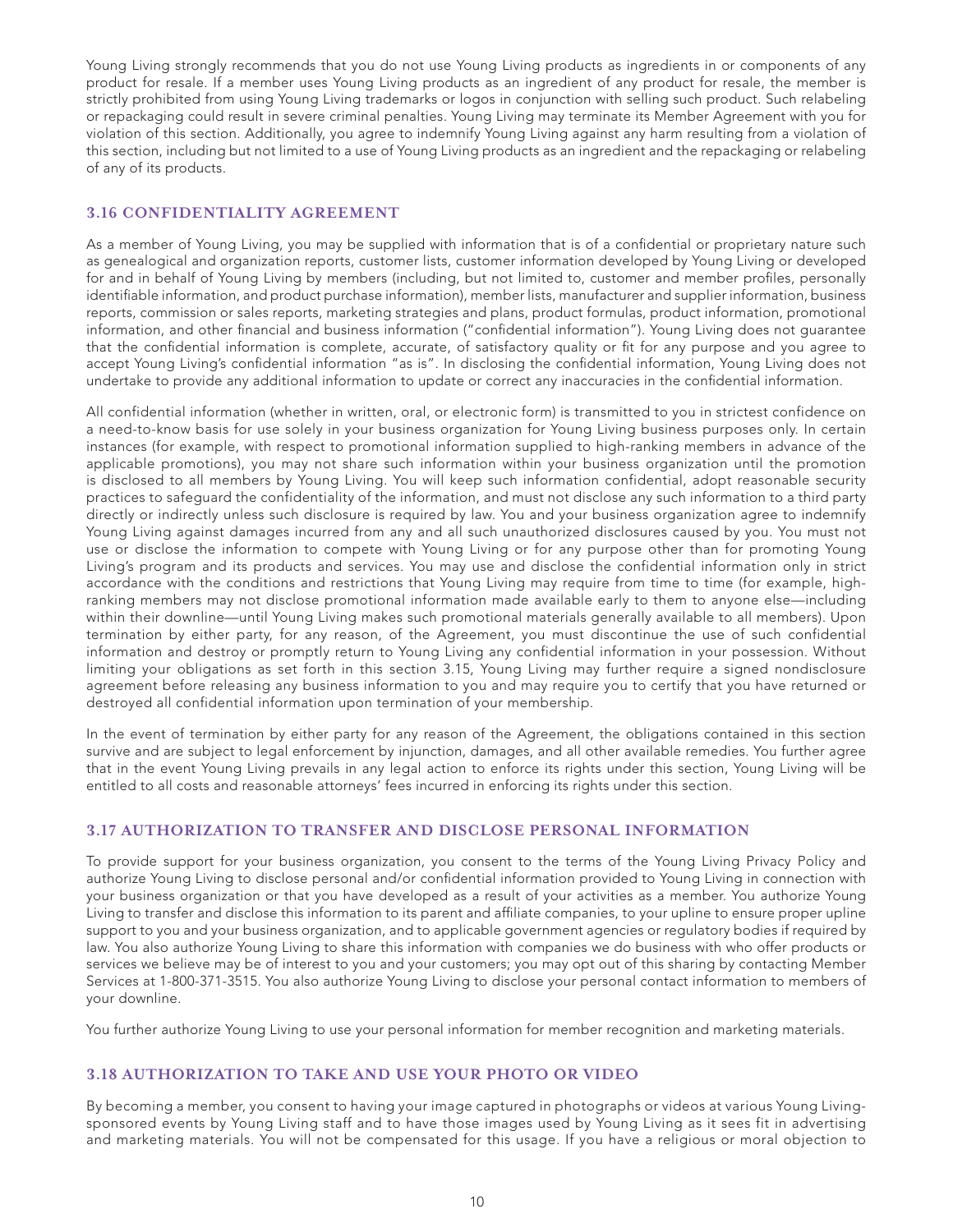Young Living strongly recommends that you do not use Young Living products as ingredients in or components of any product for resale. If a member uses Young Living products as an ingredient of any product for resale, the member is strictly prohibited from using Young Living trademarks or logos in conjunction with selling such product. Such relabeling or repackaging could result in severe criminal penalties. Young Living may terminate its Member Agreement with you for violation of this section. Additionally, you agree to indemnify Young Living against any harm resulting from a violation of this section, including but not limited to a use of Young Living products as an ingredient and the repackaging or relabeling of any of its products.

### 3.16 CONFIDENTIALITY AGREEMENT

As a member of Young Living, you may be supplied with information that is of a confidential or proprietary nature such as genealogical and organization reports, customer lists, customer information developed by Young Living or developed for and in behalf of Young Living by members (including, but not limited to, customer and member profiles, personally identifiable information, and product purchase information), member lists, manufacturer and supplier information, business reports, commission or sales reports, marketing strategies and plans, product formulas, product information, promotional information, and other financial and business information ("confidential information"). Young Living does not guarantee that the confidential information is complete, accurate, of satisfactory quality or fit for any purpose and you agree to accept Young Living's confidential information "as is". In disclosing the confidential information, Young Living does not undertake to provide any additional information to update or correct any inaccuracies in the confidential information.

All confidential information (whether in written, oral, or electronic form) is transmitted to you in strictest confidence on a need-to-know basis for use solely in your business organization for Young Living business purposes only. In certain instances (for example, with respect to promotional information supplied to high-ranking members in advance of the applicable promotions), you may not share such information within your business organization until the promotion is disclosed to all members by Young Living. You will keep such information confidential, adopt reasonable security practices to safeguard the confidentiality of the information, and must not disclose any such information to a third party directly or indirectly unless such disclosure is required by law. You and your business organization agree to indemnify Young Living against damages incurred from any and all such unauthorized disclosures caused by you. You must not use or disclose the information to compete with Young Living or for any purpose other than for promoting Young Living's program and its products and services. You may use and disclose the confidential information only in strict accordance with the conditions and restrictions that Young Living may require from time to time (for example, high-ranking members may not disclose promotional information made available early to them to anyone else—including within their downline—until Young Living makes such promotional materials generally available to all members). Upon termination by either party, for any reason, of the Agreement, you must discontinue the use of such confidential information and destroy or promptly return to Young Living any confidential information in your possession. Without limiting your obligations as set forth in this section 3.15, Young Living may further require a signed nondisclosure agreement before releasing any business information to you and may require you to certify that you have returned or destroyed all confidential information upon termination of your membership.

In the event of termination by either party for any reason of the Agreement, the obligations contained in this section survive and are subject to legal enforcement by injunction, damages, and all other available remedies. You further agree that in the event Young Living prevails in any legal action to enforce its rights under this section, Young Living will be entitled to all costs and reasonable attorneys' fees incurred in enforcing its rights under this section.

### 3.17 AUTHORIZATION TO TRANSFER AND DISCLOSE PERSONAL INFORMATION

To provide support for your business organization, you consent to the terms of the Young Living Privacy Policy and authorize Young Living to disclose personal and/or confidential information provided to Young Living in connection with your business organization or that you have developed as a result of your activities as a member. You authorize Young Living to transfer and disclose this information to its parent and affiliate companies, to your upline to ensure proper upline support to you and your business organization, and to applicable government agencies or regulatory bodies if required by law. You also authorize Young Living to share this information with companies we do business with who offer products or services we believe may be of interest to you and your customers; you may opt out of this sharing by contacting Member Services at 1-800-371-3515. You also authorize Young Living to disclose your personal contact information to members of your downline.

You further authorize Young Living to use your personal information for member recognition and marketing materials.

### 3.18 AUTHORIZATION TO TAKE AND USE YOUR PHOTO OR VIDEO

By becoming a member, you consent to having your image captured in photographs or videos at various Young Living-sponsored events by Young Living staff and to have those images used by Young Living as it sees fit in advertising and marketing materials. You will not be compensated for this usage. If you have a religious or moral objection to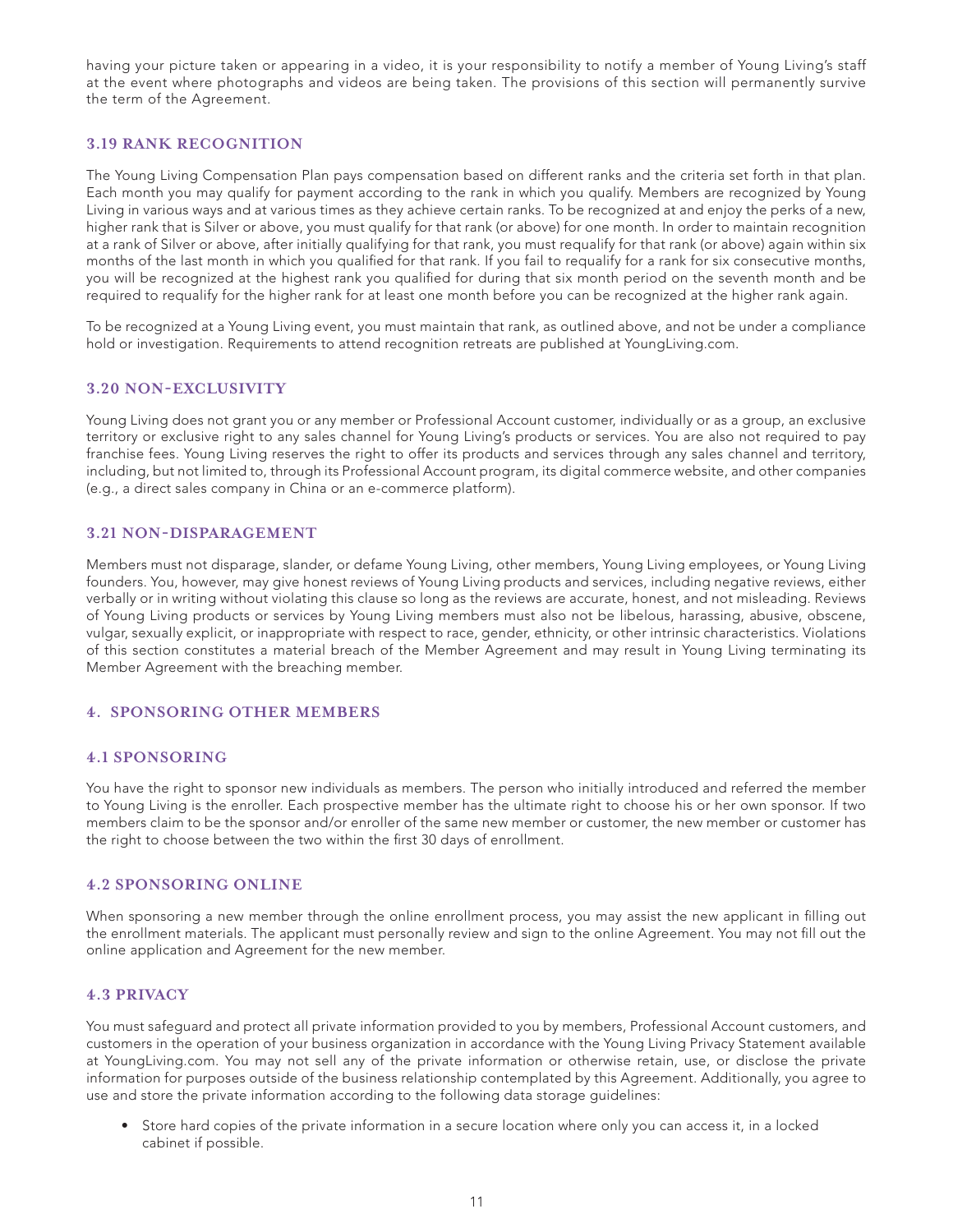having your picture taken or appearing in a video, it is your responsibility to notify a member of Young Living's staff at the event where photographs and videos are being taken. The provisions of this section will permanently survive the term of the Agreement.

### 3.19 RANK RECOGNITION

The Young Living Compensation Plan pays compensation based on different ranks and the criteria set forth in that plan. Each month you may qualify for payment according to the rank in which you qualify. Members are recognized by Young Living in various ways and at various times as they achieve certain ranks. To be recognized at and enjoy the perks of a new, higher rank that is Silver or above, you must qualify for that rank (or above) for one month. In order to maintain recognition at a rank of Silver or above, after initially qualifying for that rank, you must requalify for that rank (or above) again within six months of the last month in which you qualified for that rank. If you fail to requalify for a rank for six consecutive months, you will be recognized at the highest rank you qualified for during that six month period on the seventh month and be required to requalify for the higher rank for at least one month before you can be recognized at the higher rank again.

To be recognized at a Young Living event, you must maintain that rank, as outlined above, and not be under a compliance hold or investigation. Requirements to attend recognition retreats are published at YoungLiving.com.

### 3.20 NON-EXCLUSIVITY

Young Living does not grant you or any member or Professional Account customer, individually or as a group, an exclusive territory or exclusive right to any sales channel for Young Living's products or services. You are also not required to pay franchise fees. Young Living reserves the right to offer its products and services through any sales channel and territory, including, but not limited to, through its Professional Account program, its digital commerce website, and other companies (e.g., a direct sales company in China or an e-commerce platform).

### 3.21 NON-DISPARAGEMENT

Members must not disparage, slander, or defame Young Living, other members, Young Living employees, or Young Living founders. You, however, may give honest reviews of Young Living products and services, including negative reviews, either verbally or in writing without violating this clause so long as the reviews are accurate, honest, and not misleading. Reviews of Young Living products or services by Young Living members must also not be libelous, harassing, abusive, obscene, vulgar, sexually explicit, or inappropriate with respect to race, gender, ethnicity, or other intrinsic characteristics. Violations of this section constitutes a material breach of the Member Agreement and may result in Young Living terminating its Member Agreement with the breaching member.

## 4. SPONSORING OTHER MEMBERS

### 4.1 SPONSORING

You have the right to sponsor new individuals as members. The person who initially introduced and referred the member to Young Living is the enroller. Each prospective member has the ultimate right to choose his or her own sponsor. If two members claim to be the sponsor and/or enroller of the same new member or customer, the new member or customer has the right to choose between the two within the first 30 days of enrollment.

### 4.2 SPONSORING ONLINE

When sponsoring a new member through the online enrollment process, you may assist the new applicant in filling out the enrollment materials. The applicant must personally review and sign to the online Agreement. You may not fill out the online application and Agreement for the new member.

### 4.3 PRIVACY

You must safeguard and protect all private information provided to you by members, Professional Account customers, and customers in the operation of your business organization in accordance with the Young Living Privacy Statement available at YoungLiving.com. You may not sell any of the private information or otherwise retain, use, or disclose the private information for purposes outside of the business relationship contemplated by this Agreement. Additionally, you agree to use and store the private information according to the following data storage guidelines:

- Store hard copies of the private information in a secure location where only you can access it, in a locked cabinet if possible.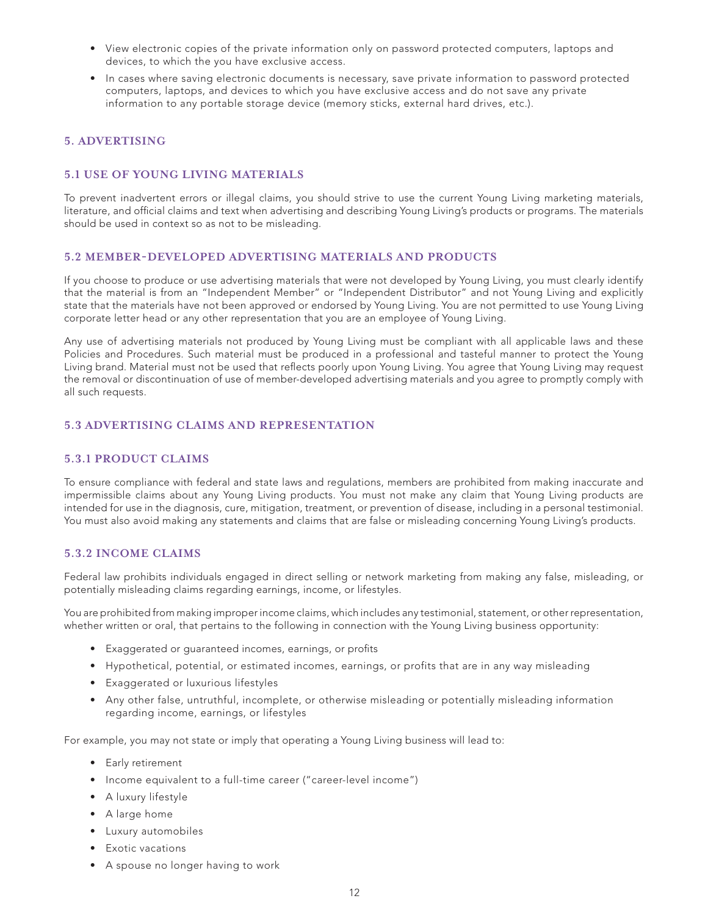- View electronic copies of the private information only on password protected computers, laptops and devices, to which the you have exclusive access.
- In cases where saving electronic documents is necessary, save private information to password protected computers, laptops, and devices to which you have exclusive access and do not save any private information to any portable storage device (memory sticks, external hard drives, etc.).

## 5. ADVERTISING

### 5.1 USE OF YOUNG LIVING MATERIALS

To prevent inadvertent errors or illegal claims, you should strive to use the current Young Living marketing materials, literature, and official claims and text when advertising and describing Young Living's products or programs. The materials should be used in context so as not to be misleading.

### 5.2 MEMBER-DEVELOPED ADVERTISING MATERIALS AND PRODUCTS

If you choose to produce or use advertising materials that were not developed by Young Living, you must clearly identify that the material is from an "Independent Member" or "Independent Distributor" and not Young Living and explicitly state that the materials have not been approved or endorsed by Young Living. You are not permitted to use Young Living corporate letter head or any other representation that you are an employee of Young Living.

Any use of advertising materials not produced by Young Living must be compliant with all applicable laws and these Policies and Procedures. Such material must be produced in a professional and tasteful manner to protect the Young Living brand. Material must not be used that reflects poorly upon Young Living. You agree that Young Living may request the removal or discontinuation of use of member-developed advertising materials and you agree to promptly comply with all such requests.

### 5.3 ADVERTISING CLAIMS AND REPRESENTATION

#### 5.3.1 PRODUCT CLAIMS

To ensure compliance with federal and state laws and regulations, members are prohibited from making inaccurate and impermissible claims about any Young Living products. You must not make any claim that Young Living products are intended for use in the diagnosis, cure, mitigation, treatment, or prevention of disease, including in a personal testimonial. You must also avoid making any statements and claims that are false or misleading concerning Young Living's products.

#### 5.3.2 INCOME CLAIMS

Federal law prohibits individuals engaged in direct selling or network marketing from making any false, misleading, or potentially misleading claims regarding earnings, income, or lifestyles.

You are prohibited from making improper income claims, which includes any testimonial, statement, or other representation, whether written or oral, that pertains to the following in connection with the Young Living business opportunity:

- Exaggerated or guaranteed incomes, earnings, or profits
- Hypothetical, potential, or estimated incomes, earnings, or profits that are in any way misleading
- Exaggerated or luxurious lifestyles
- Any other false, untruthful, incomplete, or otherwise misleading or potentially misleading information regarding income, earnings, or lifestyles

For example, you may not state or imply that operating a Young Living business will lead to:

- Early retirement
- Income equivalent to a full-time career ("career-level income")
- A luxury lifestyle
- A large home
- Luxury automobiles
- Exotic vacations
- A spouse no longer having to work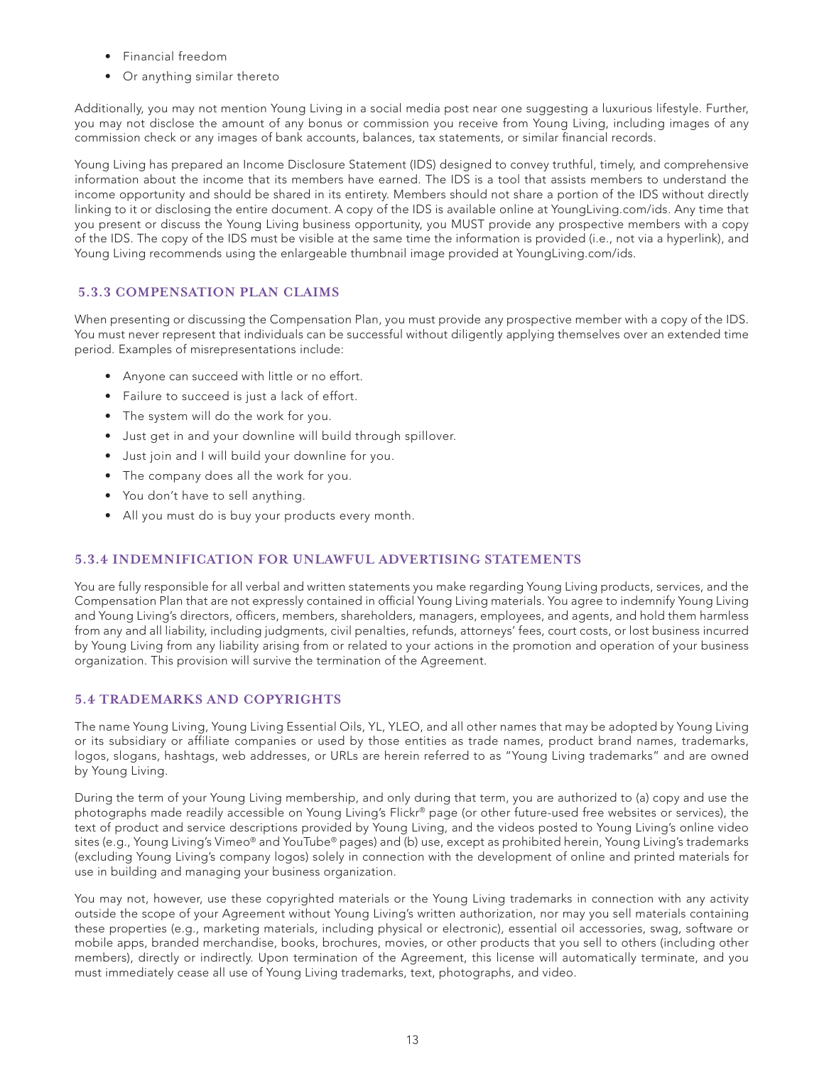- Financial freedom
- Or anything similar thereto

Additionally, you may not mention Young Living in a social media post near one suggesting a luxurious lifestyle. Further, you may not disclose the amount of any bonus or commission you receive from Young Living, including images of any commission check or any images of bank accounts, balances, tax statements, or similar financial records.

Young Living has prepared an Income Disclosure Statement (IDS) designed to convey truthful, timely, and comprehensive information about the income that its members have earned. The IDS is a tool that assists members to understand the income opportunity and should be shared in its entirety. Members should not share a portion of the IDS without directly linking to it or disclosing the entire document. A copy of the IDS is available online at YoungLiving.com/ids. Any time that you present or discuss the Young Living business opportunity, you MUST provide any prospective members with a copy of the IDS. The copy of the IDS must be visible at the same time the information is provided (i.e., not via a hyperlink), and Young Living recommends using the enlargeable thumbnail image provided at YoungLiving.com/ids.

### 5.3.3 COMPENSATION PLAN CLAIMS

When presenting or discussing the Compensation Plan, you must provide any prospective member with a copy of the IDS. You must never represent that individuals can be successful without diligently applying themselves over an extended time period. Examples of misrepresentations include:

- Anyone can succeed with little or no effort.
- Failure to succeed is just a lack of effort.
- The system will do the work for you.
- Just get in and your downline will build through spillover.
- Just join and I will build your downline for you.
- The company does all the work for you.
- You don't have to sell anything.
- All you must do is buy your products every month.

### 5.3.4 INDEMNIFICATION FOR UNLAWFUL ADVERTISING STATEMENTS

You are fully responsible for all verbal and written statements you make regarding Young Living products, services, and the Compensation Plan that are not expressly contained in official Young Living materials. You agree to indemnify Young Living and Young Living's directors, officers, members, shareholders, managers, employees, and agents, and hold them harmless from any and all liability, including judgments, civil penalties, refunds, attorneys' fees, court costs, or lost business incurred by Young Living from any liability arising from or related to your actions in the promotion and operation of your business organization. This provision will survive the termination of the Agreement.

### 5.4 TRADEMARKS AND COPYRIGHTS

The name Young Living, Young Living Essential Oils, YL, YLEO, and all other names that may be adopted by Young Living or its subsidiary or affiliate companies or used by those entities as trade names, product brand names, trademarks, logos, slogans, hashtags, web addresses, or URLs are herein referred to as "Young Living trademarks" and are owned by Young Living.

During the term of your Young Living membership, and only during that term, you are authorized to (a) copy and use the photographs made readily accessible on Young Living's Flickr® page (or other future-used free websites or services), the text of product and service descriptions provided by Young Living, and the videos posted to Young Living's online video sites (e.g., Young Living's Vimeo® and YouTube® pages) and (b) use, except as prohibited herein, Young Living's trademarks (excluding Young Living's company logos) solely in connection with the development of online and printed materials for use in building and managing your business organization.

You may not, however, use these copyrighted materials or the Young Living trademarks in connection with any activity outside the scope of your Agreement without Young Living's written authorization, nor may you sell materials containing these properties (e.g., marketing materials, including physical or electronic), essential oil accessories, swag, software or mobile apps, branded merchandise, books, brochures, movies, or other products that you sell to others (including other members), directly or indirectly. Upon termination of the Agreement, this license will automatically terminate, and you must immediately cease all use of Young Living trademarks, text, photographs, and video.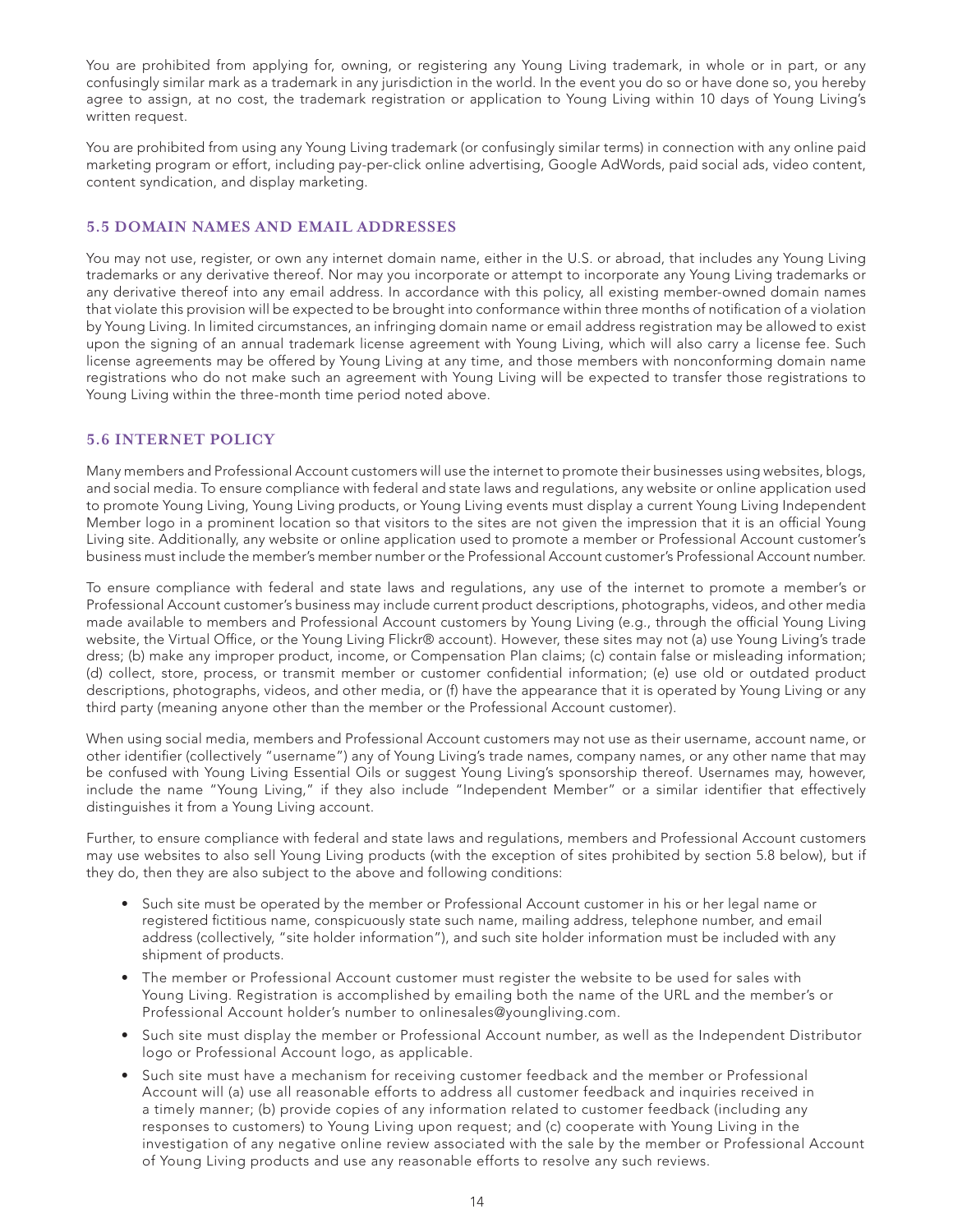You are prohibited from applying for, owning, or registering any Young Living trademark, in whole or in part, or any confusingly similar mark as a trademark in any jurisdiction in the world. In the event you do so or have done so, you hereby agree to assign, at no cost, the trademark registration or application to Young Living within 10 days of Young Living's written request.

You are prohibited from using any Young Living trademark (or confusingly similar terms) in connection with any online paid marketing program or effort, including pay-per-click online advertising, Google AdWords, paid social ads, video content, content syndication, and display marketing.

### 5.5 DOMAIN NAMES AND EMAIL ADDRESSES

You may not use, register, or own any internet domain name, either in the U.S. or abroad, that includes any Young Living trademarks or any derivative thereof. Nor may you incorporate or attempt to incorporate any Young Living trademarks or any derivative thereof into any email address. In accordance with this policy, all existing member-owned domain names that violate this provision will be expected to be brought into conformance within three months of notification of a violation by Young Living. In limited circumstances, an infringing domain name or email address registration may be allowed to exist upon the signing of an annual trademark license agreement with Young Living, which will also carry a license fee. Such license agreements may be offered by Young Living at any time, and those members with nonconforming domain name registrations who do not make such an agreement with Young Living will be expected to transfer those registrations to Young Living within the three-month time period noted above.

### 5.6 INTERNET POLICY

Many members and Professional Account customers will use the internet to promote their businesses using websites, blogs, and social media. To ensure compliance with federal and state laws and regulations, any website or online application used to promote Young Living, Young Living products, or Young Living events must display a current Young Living Independent Member logo in a prominent location so that visitors to the sites are not given the impression that it is an official Young Living site. Additionally, any website or online application used to promote a member or Professional Account customer's business must include the member's member number or the Professional Account customer's Professional Account number.

To ensure compliance with federal and state laws and regulations, any use of the internet to promote a member's or Professional Account customer's business may include current product descriptions, photographs, videos, and other media made available to members and Professional Account customers by Young Living (e.g., through the official Young Living website, the Virtual Office, or the Young Living Flickr® account). However, these sites may not (a) use Young Living's trade dress; (b) make any improper product, income, or Compensation Plan claims; (c) contain false or misleading information; (d) collect, store, process, or transmit member or customer confidential information; (e) use old or outdated product descriptions, photographs, videos, and other media, or (f) have the appearance that it is operated by Young Living or any third party (meaning anyone other than the member or the Professional Account customer).

When using social media, members and Professional Account customers may not use as their username, account name, or other identifier (collectively "username") any of Young Living's trade names, company names, or any other name that may be confused with Young Living Essential Oils or suggest Young Living's sponsorship thereof. Usernames may, however, include the name "Young Living," if they also include "Independent Member" or a similar identifier that effectively distinguishes it from a Young Living account.

Further, to ensure compliance with federal and state laws and regulations, members and Professional Account customers may use websites to also sell Young Living products (with the exception of sites prohibited by section 5.8 below), but if they do, then they are also subject to the above and following conditions:

- Such site must be operated by the member or Professional Account customer in his or her legal name or registered fictitious name, conspicuously state such name, mailing address, telephone number, and email address (collectively, "site holder information"), and such site holder information must be included with any shipment of products.
- The member or Professional Account customer must register the website to be used for sales with Young Living. Registration is accomplished by emailing both the name of the URL and the member's or Professional Account holder's number to onlinesales@youngliving.com.
- Such site must display the member or Professional Account number, as well as the Independent Distributor logo or Professional Account logo, as applicable.
- Such site must have a mechanism for receiving customer feedback and the member or Professional Account will (a) use all reasonable efforts to address all customer feedback and inquiries received in a timely manner; (b) provide copies of any information related to customer feedback (including any responses to customers) to Young Living upon request; and (c) cooperate with Young Living in the investigation of any negative online review associated with the sale by the member or Professional Account of Young Living products and use any reasonable efforts to resolve any such reviews.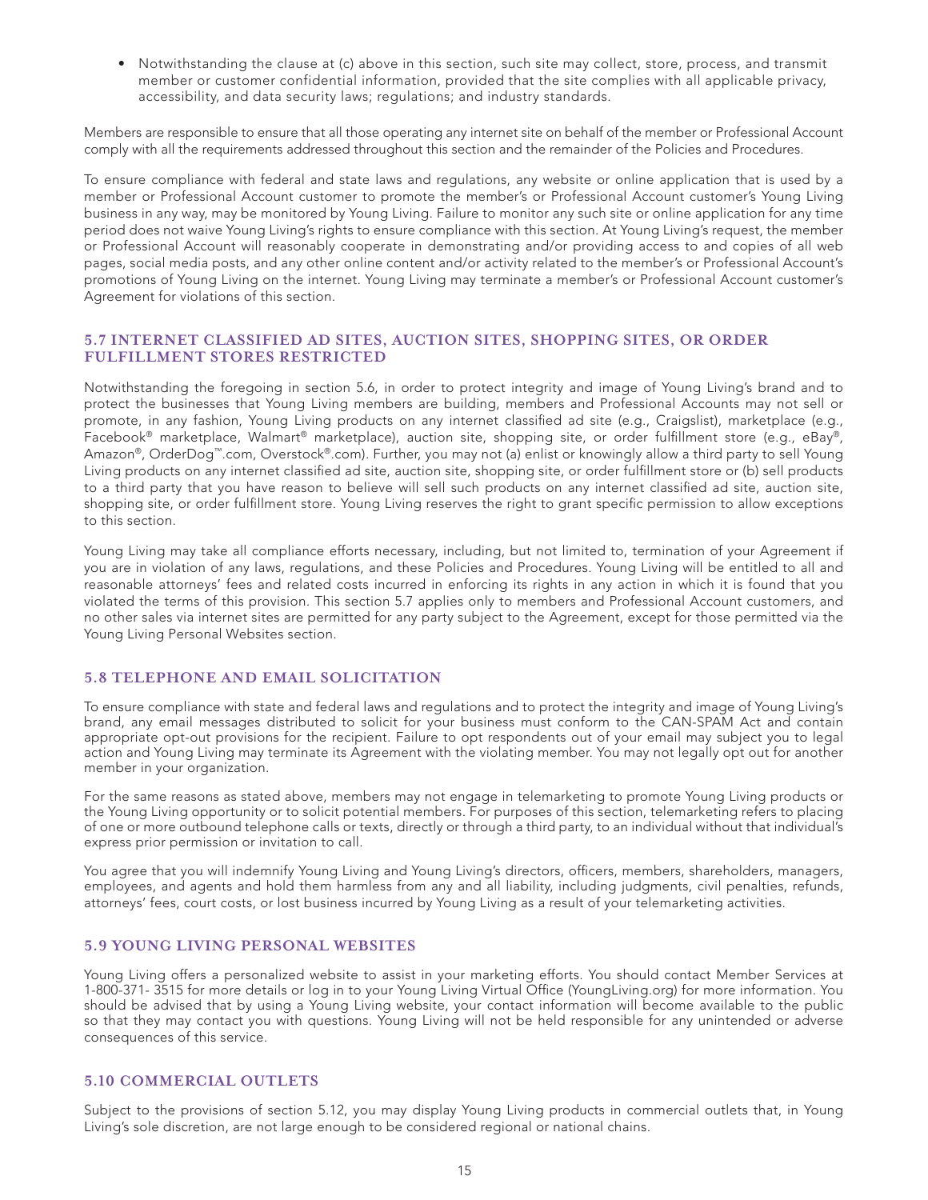- Notwithstanding the clause at (c) above in this section, such site may collect, store, process, and transmit member or customer confidential information, provided that the site complies with all applicable privacy, accessibility, and data security laws; regulations; and industry standards.

Members are responsible to ensure that all those operating any internet site on behalf of the member or Professional Account comply with all the requirements addressed throughout this section and the remainder of the Policies and Procedures.

To ensure compliance with federal and state laws and regulations, any website or online application that is used by a member or Professional Account customer to promote the member's or Professional Account customer's Young Living business in any way, may be monitored by Young Living. Failure to monitor any such site or online application for any time period does not waive Young Living's rights to ensure compliance with this section. At Young Living's request, the member or Professional Account will reasonably cooperate in demonstrating and/or providing access to and copies of all web pages, social media posts, and any other online content and/or activity related to the member's or Professional Account's promotions of Young Living on the internet. Young Living may terminate a member's or Professional Account customer's Agreement for violations of this section.

### 5.7 INTERNET CLASSIFIED AD SITES, AUCTION SITES, SHOPPING SITES, OR ORDER FULFILLMENT STORES RESTRICTED

Notwithstanding the foregoing in section 5.6, in order to protect integrity and image of Young Living's brand and to protect the businesses that Young Living members are building, members and Professional Accounts may not sell or promote, in any fashion, Young Living products on any internet classified ad site (e.g., Craigslist), marketplace (e.g., Facebook® marketplace, Walmart® marketplace), auction site, shopping site, or order fulfillment store (e.g., eBay®, Amazon®, OrderDog™.com, Overstock®.com). Further, you may not (a) enlist or knowingly allow a third party to sell Young Living products on any internet classified ad site, auction site, shopping site, or order fulfillment store or (b) sell products to a third party that you have reason to believe will sell such products on any internet classified ad site, auction site, shopping site, or order fulfillment store. Young Living reserves the right to grant specific permission to allow exceptions to this section.

Young Living may take all compliance efforts necessary, including, but not limited to, termination of your Agreement if you are in violation of any laws, regulations, and these Policies and Procedures. Young Living will be entitled to all and reasonable attorneys' fees and related costs incurred in enforcing its rights in any action in which it is found that you violated the terms of this provision. This section 5.7 applies only to members and Professional Account customers, and no other sales via internet sites are permitted for any party subject to the Agreement, except for those permitted via the Young Living Personal Websites section.

### 5.8 TELEPHONE AND EMAIL SOLICITATION

To ensure compliance with state and federal laws and regulations and to protect the integrity and image of Young Living's brand, any email messages distributed to solicit for your business must conform to the CAN-SPAM Act and contain appropriate opt-out provisions for the recipient. Failure to opt respondents out of your email may subject you to legal action and Young Living may terminate its Agreement with the violating member. You may not legally opt out for another member in your organization.

For the same reasons as stated above, members may not engage in telemarketing to promote Young Living products or the Young Living opportunity or to solicit potential members. For purposes of this section, telemarketing refers to placing of one or more outbound telephone calls or texts, directly or through a third party, to an individual without that individual's express prior permission or invitation to call.

You agree that you will indemnify Young Living and Young Living's directors, officers, members, shareholders, managers, employees, and agents and hold them harmless from any and all liability, including judgments, civil penalties, refunds, attorneys' fees, court costs, or lost business incurred by Young Living as a result of your telemarketing activities.

### 5.9 YOUNG LIVING PERSONAL WEBSITES

Young Living offers a personalized website to assist in your marketing efforts. You should contact Member Services at 1-800-371- 3515 for more details or log in to your Young Living Virtual Office (YoungLiving.org) for more information. You should be advised that by using a Young Living website, your contact information will become available to the public so that they may contact you with questions. Young Living will not be held responsible for any unintended or adverse consequences of this service.

### 5.10 COMMERCIAL OUTLETS

Subject to the provisions of section 5.12, you may display Young Living products in commercial outlets that, in Young Living's sole discretion, are not large enough to be considered regional or national chains.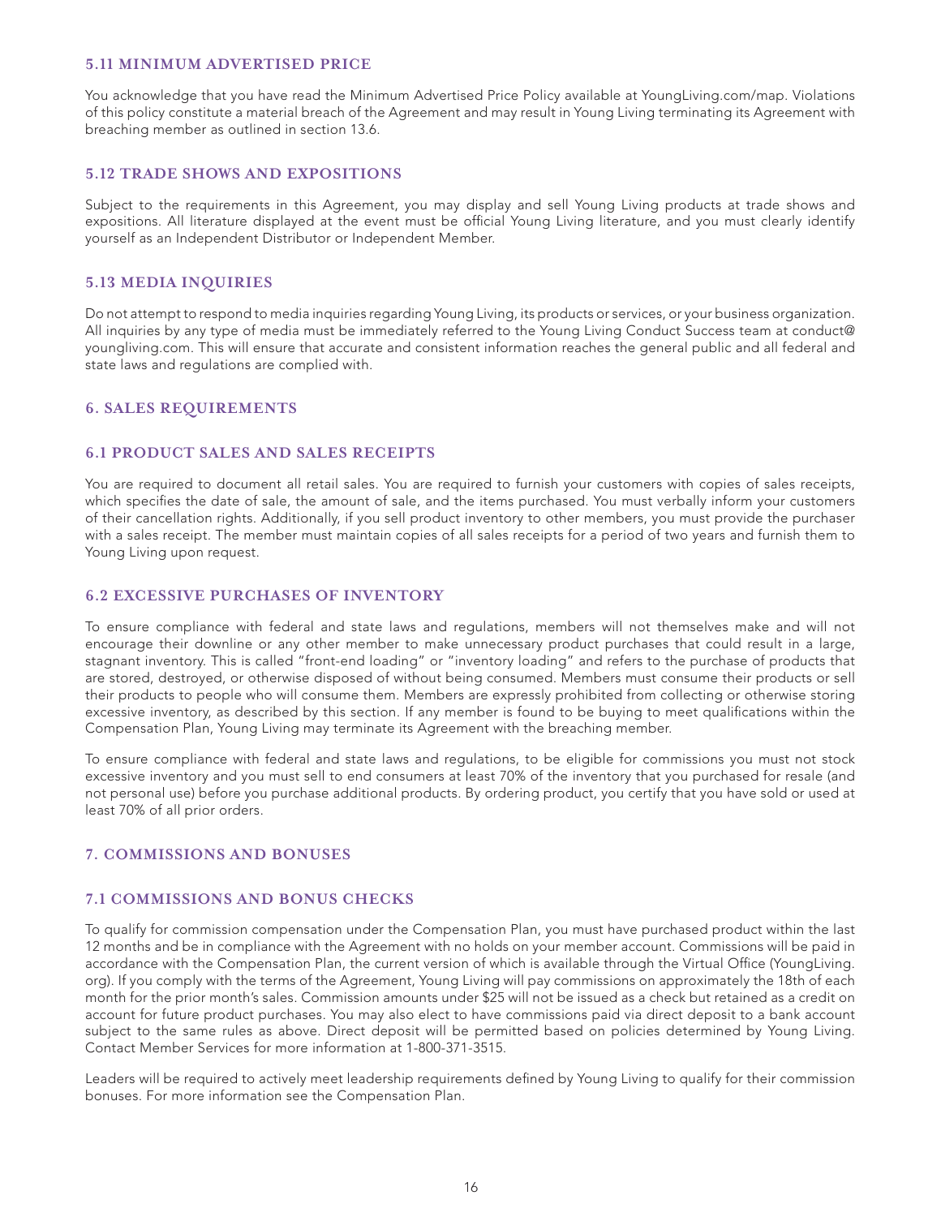### 5.11 MINIMUM ADVERTISED PRICE

You acknowledge that you have read the Minimum Advertised Price Policy available at YoungLiving.com/map. Violations of this policy constitute a material breach of the Agreement and may result in Young Living terminating its Agreement with breaching member as outlined in section 13.6.

### 5.12 TRADE SHOWS AND EXPOSITIONS

Subject to the requirements in this Agreement, you may display and sell Young Living products at trade shows and expositions. All literature displayed at the event must be official Young Living literature, and you must clearly identify yourself as an Independent Distributor or Independent Member.

### 5.13 MEDIA INQUIRIES

Do not attempt to respond to media inquiries regarding Young Living, its products or services, or your business organization. All inquiries by any type of media must be immediately referred to the Young Living Conduct Success team at conduct@youngliving.com. This will ensure that accurate and consistent information reaches the general public and all federal and state laws and regulations are complied with.

## 6. SALES REQUIREMENTS

### 6.1 PRODUCT SALES AND SALES RECEIPTS

You are required to document all retail sales. You are required to furnish your customers with copies of sales receipts, which specifies the date of sale, the amount of sale, and the items purchased. You must verbally inform your customers of their cancellation rights. Additionally, if you sell product inventory to other members, you must provide the purchaser with a sales receipt. The member must maintain copies of all sales receipts for a period of two years and furnish them to Young Living upon request.

### 6.2 EXCESSIVE PURCHASES OF INVENTORY

To ensure compliance with federal and state laws and regulations, members will not themselves make and will not encourage their downline or any other member to make unnecessary product purchases that could result in a large, stagnant inventory. This is called "front-end loading" or "inventory loading" and refers to the purchase of products that are stored, destroyed, or otherwise disposed of without being consumed. Members must consume their products or sell their products to people who will consume them. Members are expressly prohibited from collecting or otherwise storing excessive inventory, as described by this section. If any member is found to be buying to meet qualifications within the Compensation Plan, Young Living may terminate its Agreement with the breaching member.

To ensure compliance with federal and state laws and regulations, to be eligible for commissions you must not stock excessive inventory and you must sell to end consumers at least 70% of the inventory that you purchased for resale (and not personal use) before you purchase additional products. By ordering product, you certify that you have sold or used at least 70% of all prior orders.

## 7. COMMISSIONS AND BONUSES

### 7.1 COMMISSIONS AND BONUS CHECKS

To qualify for commission compensation under the Compensation Plan, you must have purchased product within the last 12 months and be in compliance with the Agreement with no holds on your member account. Commissions will be paid in accordance with the Compensation Plan, the current version of which is available through the Virtual Office (YoungLiving.org). If you comply with the terms of the Agreement, Young Living will pay commissions on approximately the 18th of each month for the prior month's sales. Commission amounts under $25 will not be issued as a check but retained as a credit on account for future product purchases. You may also elect to have commissions paid via direct deposit to a bank account subject to the same rules as above. Direct deposit will be permitted based on policies determined by Young Living. Contact Member Services for more information at 1-800-371-3515.

Leaders will be required to actively meet leadership requirements defined by Young Living to qualify for their commission bonuses. For more information see the Compensation Plan.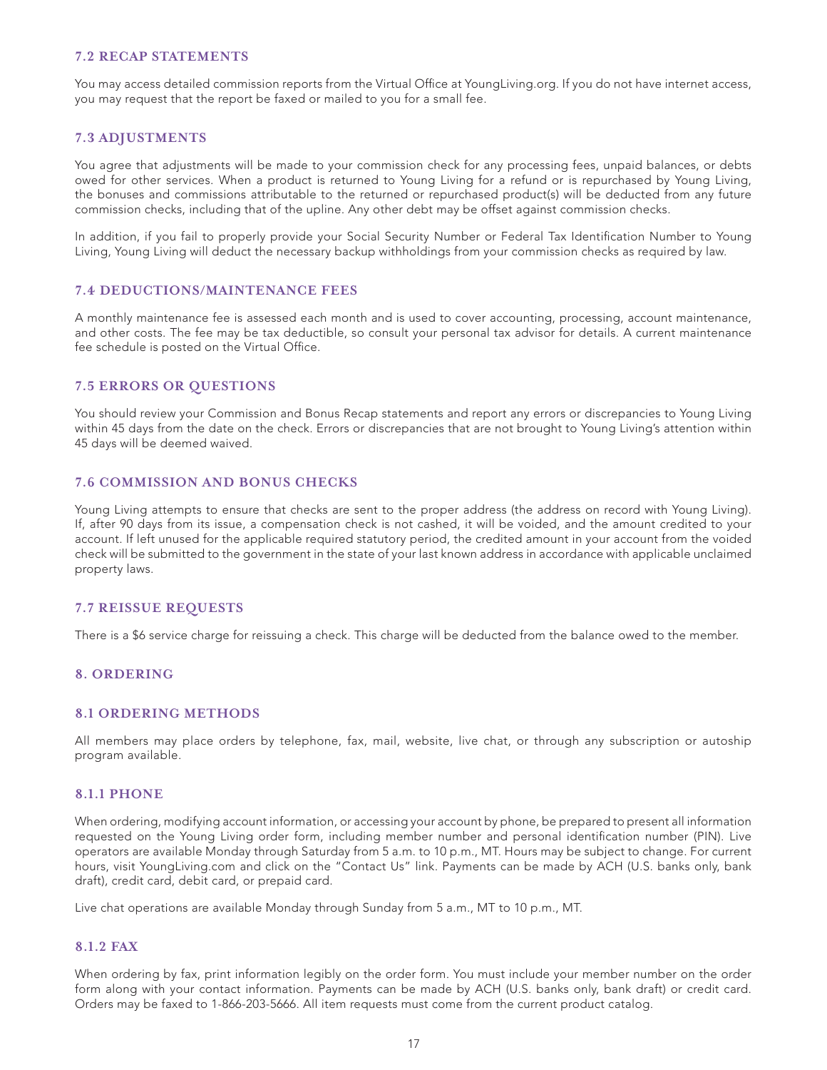### 7.2 RECAP STATEMENTS

You may access detailed commission reports from the Virtual Office at YoungLiving.org. If you do not have internet access, you may request that the report be faxed or mailed to you for a small fee.

### 7.3 ADJUSTMENTS

You agree that adjustments will be made to your commission check for any processing fees, unpaid balances, or debts owed for other services. When a product is returned to Young Living for a refund or is repurchased by Young Living, the bonuses and commissions attributable to the returned or repurchased product(s) will be deducted from any future commission checks, including that of the upline. Any other debt may be offset against commission checks.

In addition, if you fail to properly provide your Social Security Number or Federal Tax Identification Number to Young Living, Young Living will deduct the necessary backup withholdings from your commission checks as required by law.

### 7.4 DEDUCTIONS/MAINTENANCE FEES

A monthly maintenance fee is assessed each month and is used to cover accounting, processing, account maintenance, and other costs. The fee may be tax deductible, so consult your personal tax advisor for details. A current maintenance fee schedule is posted on the Virtual Office.

### 7.5 ERRORS OR QUESTIONS

You should review your Commission and Bonus Recap statements and report any errors or discrepancies to Young Living within 45 days from the date on the check. Errors or discrepancies that are not brought to Young Living's attention within 45 days will be deemed waived.

### 7.6 COMMISSION AND BONUS CHECKS

Young Living attempts to ensure that checks are sent to the proper address (the address on record with Young Living). If, after 90 days from its issue, a compensation check is not cashed, it will be voided, and the amount credited to your account. If left unused for the applicable required statutory period, the credited amount in your account from the voided check will be submitted to the government in the state of your last known address in accordance with applicable unclaimed property laws.

### 7.7 REISSUE REQUESTS

There is a $6 service charge for reissuing a check. This charge will be deducted from the balance owed to the member.

## 8. ORDERING

### 8.1 ORDERING METHODS

All members may place orders by telephone, fax, mail, website, live chat, or through any subscription or autoship program available.

#### 8.1.1 PHONE

When ordering, modifying account information, or accessing your account by phone, be prepared to present all information requested on the Young Living order form, including member number and personal identification number (PIN). Live operators are available Monday through Saturday from 5 a.m. to 10 p.m., MT. Hours may be subject to change. For current hours, visit YoungLiving.com and click on the "Contact Us" link. Payments can be made by ACH (U.S. banks only, bank draft), credit card, debit card, or prepaid card.

Live chat operations are available Monday through Sunday from 5 a.m., MT to 10 p.m., MT.

#### 8.1.2 FAX

When ordering by fax, print information legibly on the order form. You must include your member number on the order form along with your contact information. Payments can be made by ACH (U.S. banks only, bank draft) or credit card. Orders may be faxed to 1-866-203-5666. All item requests must come from the current product catalog.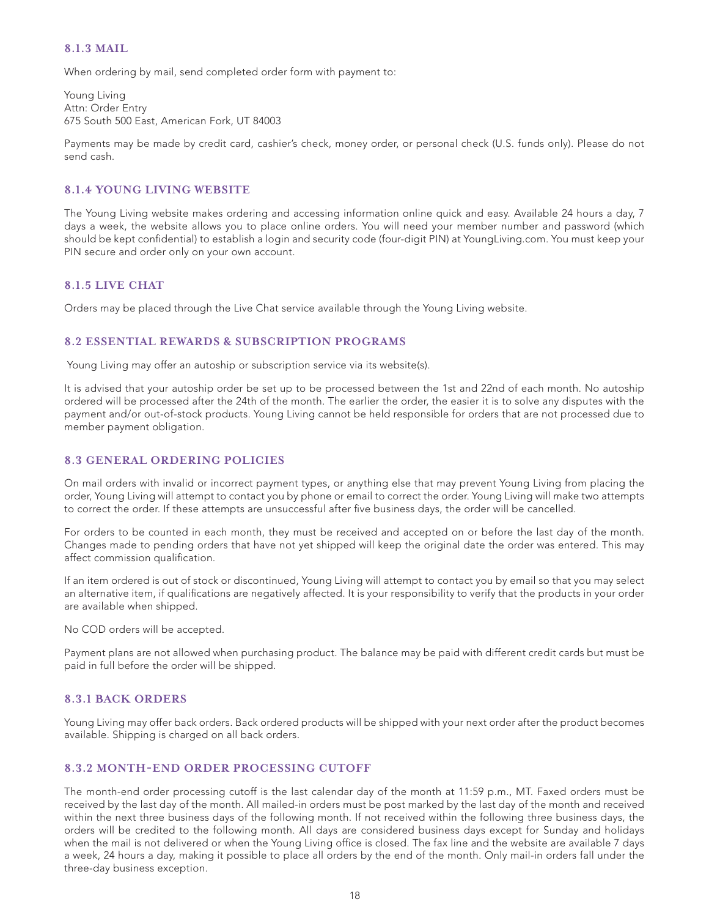### 8.1.3 MAIL

When ordering by mail, send completed order form with payment to:

Young Living
Attn: Order Entry
675 South 500 East, American Fork, UT 84003

Payments may be made by credit card, cashier's check, money order, or personal check (U.S. funds only). Please do not send cash.

### 8.1.4 YOUNG LIVING WEBSITE

The Young Living website makes ordering and accessing information online quick and easy. Available 24 hours a day, 7 days a week, the website allows you to place online orders. You will need your member number and password (which should be kept confidential) to establish a login and security code (four-digit PIN) at YoungLiving.com. You must keep your PIN secure and order only on your own account.

### 8.1.5 LIVE CHAT

Orders may be placed through the Live Chat service available through the Young Living website.

## 8.2 ESSENTIAL REWARDS & SUBSCRIPTION PROGRAMS

Young Living may offer an autoship or subscription service via its website(s).

It is advised that your autoship order be set up to be processed between the 1st and 22nd of each month. No autoship ordered will be processed after the 24th of the month. The earlier the order, the easier it is to solve any disputes with the payment and/or out-of-stock products. Young Living cannot be held responsible for orders that are not processed due to member payment obligation.

## 8.3 GENERAL ORDERING POLICIES

On mail orders with invalid or incorrect payment types, or anything else that may prevent Young Living from placing the order, Young Living will attempt to contact you by phone or email to correct the order. Young Living will make two attempts to correct the order. If these attempts are unsuccessful after five business days, the order will be cancelled.

For orders to be counted in each month, they must be received and accepted on or before the last day of the month. Changes made to pending orders that have not yet shipped will keep the original date the order was entered. This may affect commission qualification.

If an item ordered is out of stock or discontinued, Young Living will attempt to contact you by email so that you may select an alternative item, if qualifications are negatively affected. It is your responsibility to verify that the products in your order are available when shipped.

No COD orders will be accepted.

Payment plans are not allowed when purchasing product. The balance may be paid with different credit cards but must be paid in full before the order will be shipped.

### 8.3.1 BACK ORDERS

Young Living may offer back orders. Back ordered products will be shipped with your next order after the product becomes available. Shipping is charged on all back orders.

### 8.3.2 MONTH-END ORDER PROCESSING CUTOFF

The month-end order processing cutoff is the last calendar day of the month at 11:59 p.m., MT. Faxed orders must be received by the last day of the month. All mailed-in orders must be post marked by the last day of the month and received within the next three business days of the following month. If not received within the following three business days, the orders will be credited to the following month. All days are considered business days except for Sunday and holidays when the mail is not delivered or when the Young Living office is closed. The fax line and the website are available 7 days a week, 24 hours a day, making it possible to place all orders by the end of the month. Only mail-in orders fall under the three-day business exception.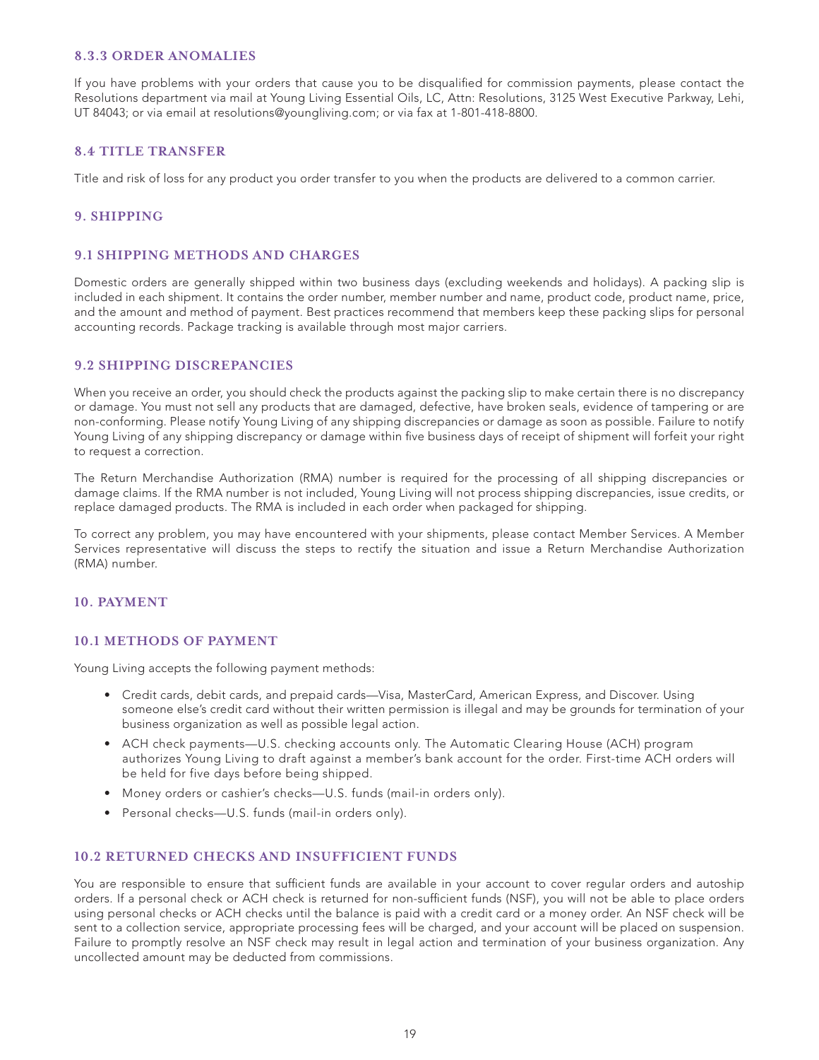### 8.3.3 ORDER ANOMALIES

If you have problems with your orders that cause you to be disqualified for commission payments, please contact the Resolutions department via mail at Young Living Essential Oils, LC, Attn: Resolutions, 3125 West Executive Parkway, Lehi, UT 84043; or via email at resolutions@youngliving.com; or via fax at 1-801-418-8800.

### 8.4 TITLE TRANSFER

Title and risk of loss for any product you order transfer to you when the products are delivered to a common carrier.

## 9. SHIPPING

### 9.1 SHIPPING METHODS AND CHARGES

Domestic orders are generally shipped within two business days (excluding weekends and holidays). A packing slip is included in each shipment. It contains the order number, member number and name, product code, product name, price, and the amount and method of payment. Best practices recommend that members keep these packing slips for personal accounting records. Package tracking is available through most major carriers.

### 9.2 SHIPPING DISCREPANCIES

When you receive an order, you should check the products against the packing slip to make certain there is no discrepancy or damage. You must not sell any products that are damaged, defective, have broken seals, evidence of tampering or are non-conforming. Please notify Young Living of any shipping discrepancies or damage as soon as possible. Failure to notify Young Living of any shipping discrepancy or damage within five business days of receipt of shipment will forfeit your right to request a correction.

The Return Merchandise Authorization (RMA) number is required for the processing of all shipping discrepancies or damage claims. If the RMA number is not included, Young Living will not process shipping discrepancies, issue credits, or replace damaged products. The RMA is included in each order when packaged for shipping.

To correct any problem, you may have encountered with your shipments, please contact Member Services. A Member Services representative will discuss the steps to rectify the situation and issue a Return Merchandise Authorization (RMA) number.

## 10. PAYMENT

### 10.1 METHODS OF PAYMENT

Young Living accepts the following payment methods:

- Credit cards, debit cards, and prepaid cards—Visa, MasterCard, American Express, and Discover. Using someone else's credit card without their written permission is illegal and may be grounds for termination of your business organization as well as possible legal action.
- ACH check payments—U.S. checking accounts only. The Automatic Clearing House (ACH) program authorizes Young Living to draft against a member's bank account for the order. First-time ACH orders will be held for five days before being shipped.
- Money orders or cashier's checks—U.S. funds (mail-in orders only).
- Personal checks—U.S. funds (mail-in orders only).

### 10.2 RETURNED CHECKS AND INSUFFICIENT FUNDS

You are responsible to ensure that sufficient funds are available in your account to cover regular orders and autoship orders. If a personal check or ACH check is returned for non-sufficient funds (NSF), you will not be able to place orders using personal checks or ACH checks until the balance is paid with a credit card or a money order. An NSF check will be sent to a collection service, appropriate processing fees will be charged, and your account will be placed on suspension. Failure to promptly resolve an NSF check may result in legal action and termination of your business organization. Any uncollected amount may be deducted from commissions.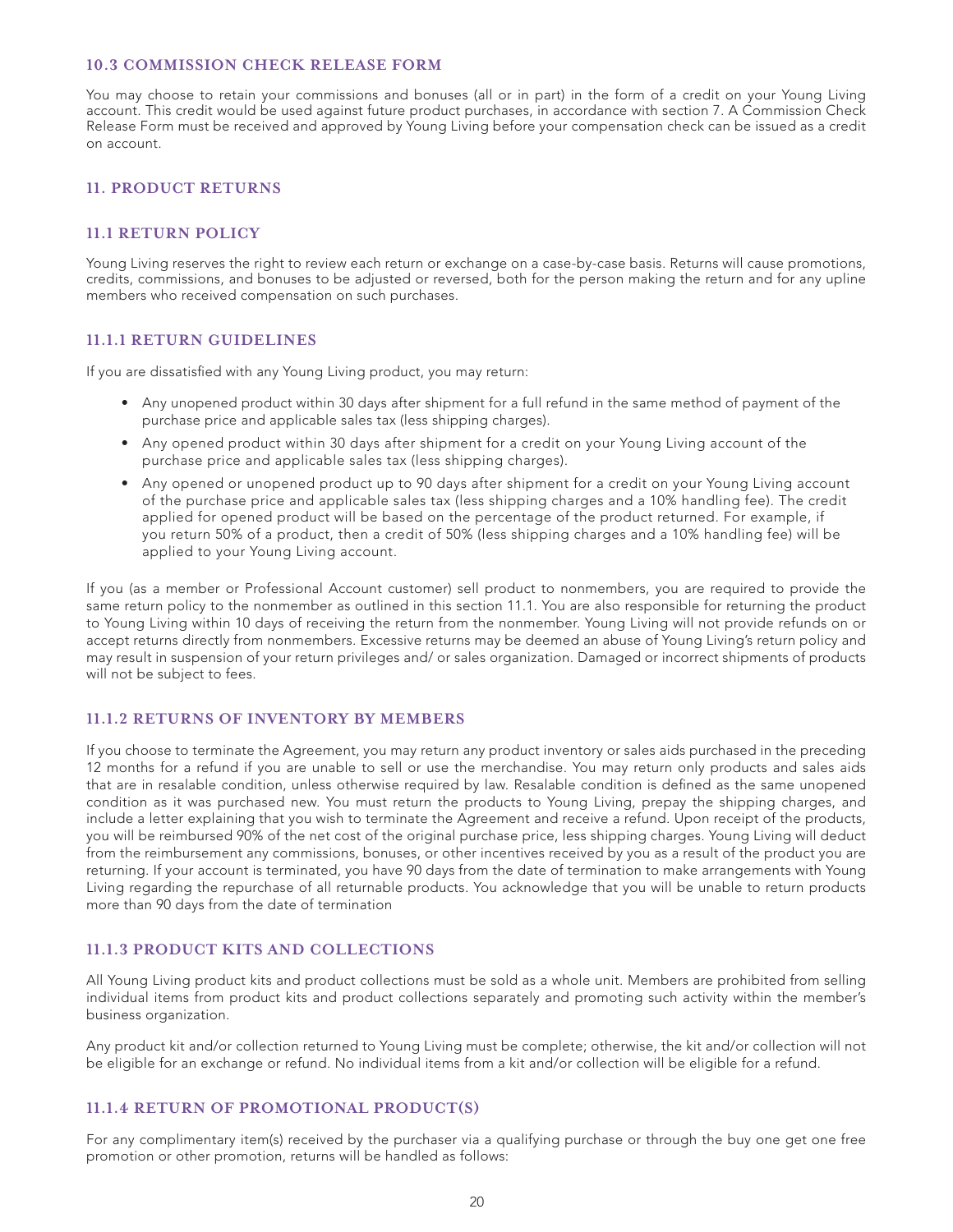### 10.3 COMMISSION CHECK RELEASE FORM

You may choose to retain your commissions and bonuses (all or in part) in the form of a credit on your Young Living account. This credit would be used against future product purchases, in accordance with section 7. A Commission Check Release Form must be received and approved by Young Living before your compensation check can be issued as a credit on account.

## 11. PRODUCT RETURNS

### 11.1 RETURN POLICY

Young Living reserves the right to review each return or exchange on a case-by-case basis. Returns will cause promotions, credits, commissions, and bonuses to be adjusted or reversed, both for the person making the return and for any upline members who received compensation on such purchases.

#### 11.1.1 RETURN GUIDELINES

If you are dissatisfied with any Young Living product, you may return:

- Any unopened product within 30 days after shipment for a full refund in the same method of payment of the purchase price and applicable sales tax (less shipping charges).
- Any opened product within 30 days after shipment for a credit on your Young Living account of the purchase price and applicable sales tax (less shipping charges).
- Any opened or unopened product up to 90 days after shipment for a credit on your Young Living account of the purchase price and applicable sales tax (less shipping charges and a 10% handling fee). The credit applied for opened product will be based on the percentage of the product returned. For example, if you return 50% of a product, then a credit of 50% (less shipping charges and a 10% handling fee) will be applied to your Young Living account.

If you (as a member or Professional Account customer) sell product to nonmembers, you are required to provide the same return policy to the nonmember as outlined in this section 11.1. You are also responsible for returning the product to Young Living within 10 days of receiving the return from the nonmember. Young Living will not provide refunds on or accept returns directly from nonmembers. Excessive returns may be deemed an abuse of Young Living's return policy and may result in suspension of your return privileges and/ or sales organization. Damaged or incorrect shipments of products will not be subject to fees.

#### 11.1.2 RETURNS OF INVENTORY BY MEMBERS

If you choose to terminate the Agreement, you may return any product inventory or sales aids purchased in the preceding 12 months for a refund if you are unable to sell or use the merchandise. You may return only products and sales aids that are in resalable condition, unless otherwise required by law. Resalable condition is defined as the same unopened condition as it was purchased new. You must return the products to Young Living, prepay the shipping charges, and include a letter explaining that you wish to terminate the Agreement and receive a refund. Upon receipt of the products, you will be reimbursed 90% of the net cost of the original purchase price, less shipping charges. Young Living will deduct from the reimbursement any commissions, bonuses, or other incentives received by you as a result of the product you are returning. If your account is terminated, you have 90 days from the date of termination to make arrangements with Young Living regarding the repurchase of all returnable products. You acknowledge that you will be unable to return products more than 90 days from the date of termination

#### 11.1.3 PRODUCT KITS AND COLLECTIONS

All Young Living product kits and product collections must be sold as a whole unit. Members are prohibited from selling individual items from product kits and product collections separately and promoting such activity within the member's business organization.

Any product kit and/or collection returned to Young Living must be complete; otherwise, the kit and/or collection will not be eligible for an exchange or refund. No individual items from a kit and/or collection will be eligible for a refund.

#### 11.1.4 RETURN OF PROMOTIONAL PRODUCT(S)

For any complimentary item(s) received by the purchaser via a qualifying purchase or through the buy one get one free promotion or other promotion, returns will be handled as follows: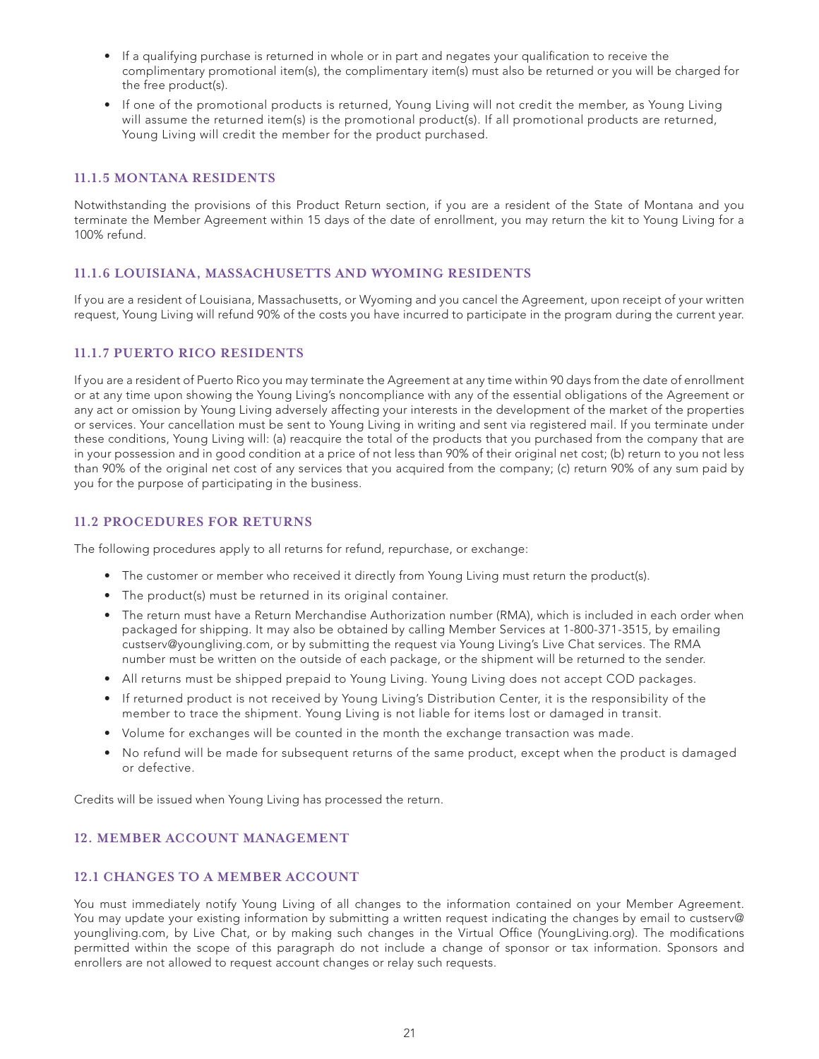- If a qualifying purchase is returned in whole or in part and negates your qualification to receive the complimentary promotional item(s), the complimentary item(s) must also be returned or you will be charged for the free product(s).
- If one of the promotional products is returned, Young Living will not credit the member, as Young Living will assume the returned item(s) is the promotional product(s). If all promotional products are returned, Young Living will credit the member for the product purchased.

### 11.1.5 MONTANA RESIDENTS

Notwithstanding the provisions of this Product Return section, if you are a resident of the State of Montana and you terminate the Member Agreement within 15 days of the date of enrollment, you may return the kit to Young Living for a 100% refund.

### 11.1.6 LOUISIANA, MASSACHUSETTS AND WYOMING RESIDENTS

If you are a resident of Louisiana, Massachusetts, or Wyoming and you cancel the Agreement, upon receipt of your written request, Young Living will refund 90% of the costs you have incurred to participate in the program during the current year.

### 11.1.7 PUERTO RICO RESIDENTS

If you are a resident of Puerto Rico you may terminate the Agreement at any time within 90 days from the date of enrollment or at any time upon showing the Young Living's noncompliance with any of the essential obligations of the Agreement or any act or omission by Young Living adversely affecting your interests in the development of the market of the properties or services. Your cancellation must be sent to Young Living in writing and sent via registered mail. If you terminate under these conditions, Young Living will: (a) reacquire the total of the products that you purchased from the company that are in your possession and in good condition at a price of not less than 90% of their original net cost; (b) return to you not less than 90% of the original net cost of any services that you acquired from the company; (c) return 90% of any sum paid by you for the purpose of participating in the business.

## 11.2 PROCEDURES FOR RETURNS

The following procedures apply to all returns for refund, repurchase, or exchange:

- The customer or member who received it directly from Young Living must return the product(s).
- The product(s) must be returned in its original container.
- The return must have a Return Merchandise Authorization number (RMA), which is included in each order when packaged for shipping. It may also be obtained by calling Member Services at 1-800-371-3515, by emailing custserv@youngliving.com, or by submitting the request via Young Living's Live Chat services. The RMA number must be written on the outside of each package, or the shipment will be returned to the sender.
- All returns must be shipped prepaid to Young Living. Young Living does not accept COD packages.
- If returned product is not received by Young Living's Distribution Center, it is the responsibility of the member to trace the shipment. Young Living is not liable for items lost or damaged in transit.
- Volume for exchanges will be counted in the month the exchange transaction was made.
- No refund will be made for subsequent returns of the same product, except when the product is damaged or defective.

Credits will be issued when Young Living has processed the return.

# 12. MEMBER ACCOUNT MANAGEMENT

## 12.1 CHANGES TO A MEMBER ACCOUNT

You must immediately notify Young Living of all changes to the information contained on your Member Agreement. You may update your existing information by submitting a written request indicating the changes by email to custserv@youngliving.com, by Live Chat, or by making such changes in the Virtual Office (YoungLiving.org). The modifications permitted within the scope of this paragraph do not include a change of sponsor or tax information. Sponsors and enrollers are not allowed to request account changes or relay such requests.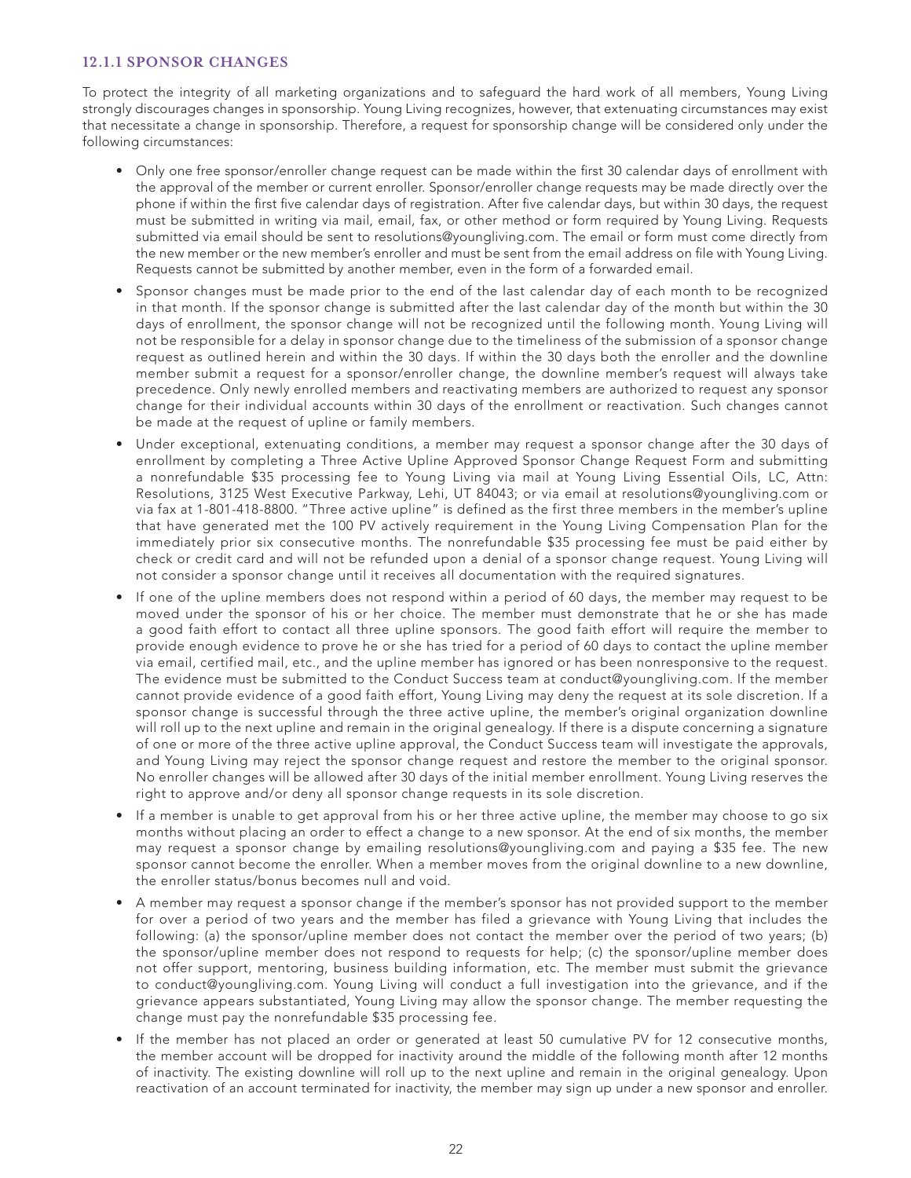#### 12.1.1 SPONSOR CHANGES

To protect the integrity of all marketing organizations and to safeguard the hard work of all members, Young Living strongly discourages changes in sponsorship. Young Living recognizes, however, that extenuating circumstances may exist that necessitate a change in sponsorship. Therefore, a request for sponsorship change will be considered only under the following circumstances:

- Only one free sponsor/enroller change request can be made within the first 30 calendar days of enrollment with the approval of the member or current enroller. Sponsor/enroller change requests may be made directly over the phone if within the first five calendar days of registration. After five calendar days, but within 30 days, the request must be submitted in writing via mail, email, fax, or other method or form required by Young Living. Requests submitted via email should be sent to resolutions@youngliving.com. The email or form must come directly from the new member or the new member's enroller and must be sent from the email address on file with Young Living. Requests cannot be submitted by another member, even in the form of a forwarded email.
- Sponsor changes must be made prior to the end of the last calendar day of each month to be recognized in that month. If the sponsor change is submitted after the last calendar day of the month but within the 30 days of enrollment, the sponsor change will not be recognized until the following month. Young Living will not be responsible for a delay in sponsor change due to the timeliness of the submission of a sponsor change request as outlined herein and within the 30 days. If within the 30 days both the enroller and the downline member submit a request for a sponsor/enroller change, the downline member's request will always take precedence. Only newly enrolled members and reactivating members are authorized to request any sponsor change for their individual accounts within 30 days of the enrollment or reactivation. Such changes cannot be made at the request of upline or family members.
- Under exceptional, extenuating conditions, a member may request a sponsor change after the 30 days of enrollment by completing a Three Active Upline Approved Sponsor Change Request Form and submitting a nonrefundable $35 processing fee to Young Living via mail at Young Living Essential Oils, LC, Attn: Resolutions, 3125 West Executive Parkway, Lehi, UT 84043; or via email at resolutions@youngliving.com or via fax at 1-801-418-8800. "Three active upline" is defined as the first three members in the member's upline that have generated met the 100 PV actively requirement in the Young Living Compensation Plan for the immediately prior six consecutive months. The nonrefundable $35 processing fee must be paid either by check or credit card and will not be refunded upon a denial of a sponsor change request. Young Living will not consider a sponsor change until it receives all documentation with the required signatures.
- If one of the upline members does not respond within a period of 60 days, the member may request to be moved under the sponsor of his or her choice. The member must demonstrate that he or she has made a good faith effort to contact all three upline sponsors. The good faith effort will require the member to provide enough evidence to prove he or she has tried for a period of 60 days to contact the upline member via email, certified mail, etc., and the upline member has ignored or has been nonresponsive to the request. The evidence must be submitted to the Conduct Success team at conduct@youngliving.com. If the member cannot provide evidence of a good faith effort, Young Living may deny the request at its sole discretion. If a sponsor change is successful through the three active upline, the member's original organization downline will roll up to the next upline and remain in the original genealogy. If there is a dispute concerning a signature of one or more of the three active upline approval, the Conduct Success team will investigate the approvals, and Young Living may reject the sponsor change request and restore the member to the original sponsor. No enroller changes will be allowed after 30 days of the initial member enrollment. Young Living reserves the right to approve and/or deny all sponsor change requests in its sole discretion.
- If a member is unable to get approval from his or her three active upline, the member may choose to go six months without placing an order to effect a change to a new sponsor. At the end of six months, the member may request a sponsor change by emailing resolutions@youngliving.com and paying a $35 fee. The new sponsor cannot become the enroller. When a member moves from the original downline to a new downline, the enroller status/bonus becomes null and void.
- A member may request a sponsor change if the member's sponsor has not provided support to the member for over a period of two years and the member has filed a grievance with Young Living that includes the following: (a) the sponsor/upline member does not contact the member over the period of two years; (b) the sponsor/upline member does not respond to requests for help; (c) the sponsor/upline member does not offer support, mentoring, business building information, etc. The member must submit the grievance to conduct@youngliving.com. Young Living will conduct a full investigation into the grievance, and if the grievance appears substantiated, Young Living may allow the sponsor change. The member requesting the change must pay the nonrefundable $35 processing fee.
- If the member has not placed an order or generated at least 50 cumulative PV for 12 consecutive months, the member account will be dropped for inactivity around the middle of the following month after 12 months of inactivity. The existing downline will roll up to the next upline and remain in the original genealogy. Upon reactivation of an account terminated for inactivity, the member may sign up under a new sponsor and enroller.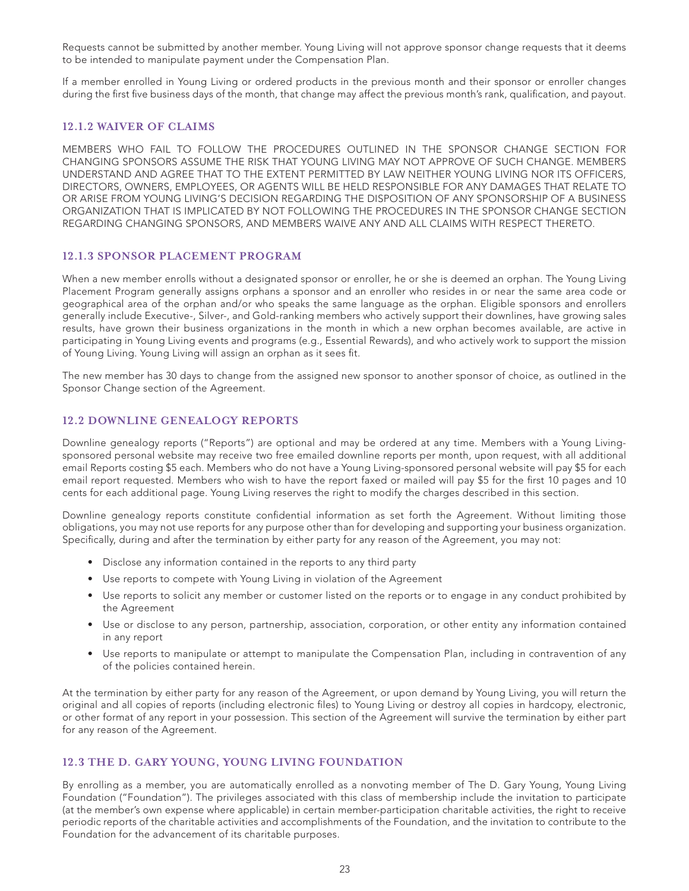Requests cannot be submitted by another member. Young Living will not approve sponsor change requests that it deems to be intended to manipulate payment under the Compensation Plan.

If a member enrolled in Young Living or ordered products in the previous month and their sponsor or enroller changes during the first five business days of the month, that change may affect the previous month's rank, qualification, and payout.

### 12.1.2 WAIVER OF CLAIMS

MEMBERS WHO FAIL TO FOLLOW THE PROCEDURES OUTLINED IN THE SPONSOR CHANGE SECTION FOR CHANGING SPONSORS ASSUME THE RISK THAT YOUNG LIVING MAY NOT APPROVE OF SUCH CHANGE. MEMBERS UNDERSTAND AND AGREE THAT TO THE EXTENT PERMITTED BY LAW NEITHER YOUNG LIVING NOR ITS OFFICERS, DIRECTORS, OWNERS, EMPLOYEES, OR AGENTS WILL BE HELD RESPONSIBLE FOR ANY DAMAGES THAT RELATE TO OR ARISE FROM YOUNG LIVING'S DECISION REGARDING THE DISPOSITION OF ANY SPONSORSHIP OF A BUSINESS ORGANIZATION THAT IS IMPLICATED BY NOT FOLLOWING THE PROCEDURES IN THE SPONSOR CHANGE SECTION REGARDING CHANGING SPONSORS, AND MEMBERS WAIVE ANY AND ALL CLAIMS WITH RESPECT THERETO.

### 12.1.3 SPONSOR PLACEMENT PROGRAM

When a new member enrolls without a designated sponsor or enroller, he or she is deemed an orphan. The Young Living Placement Program generally assigns orphans a sponsor and an enroller who resides in or near the same area code or geographical area of the orphan and/or who speaks the same language as the orphan. Eligible sponsors and enrollers generally include Executive-, Silver-, and Gold-ranking members who actively support their downlines, have growing sales results, have grown their business organizations in the month in which a new orphan becomes available, are active in participating in Young Living events and programs (e.g., Essential Rewards), and who actively work to support the mission of Young Living. Young Living will assign an orphan as it sees fit.

The new member has 30 days to change from the assigned new sponsor to another sponsor of choice, as outlined in the Sponsor Change section of the Agreement.

### 12.2 DOWNLINE GENEALOGY REPORTS

Downline genealogy reports ("Reports") are optional and may be ordered at any time. Members with a Young Living-sponsored personal website may receive two free emailed downline reports per month, upon request, with all additional email Reports costing $5 each. Members who do not have a Young Living-sponsored personal website will pay $5 for each email report requested. Members who wish to have the report faxed or mailed will pay $5 for the first 10 pages and 10 cents for each additional page. Young Living reserves the right to modify the charges described in this section.

Downline genealogy reports constitute confidential information as set forth the Agreement. Without limiting those obligations, you may not use reports for any purpose other than for developing and supporting your business organization. Specifically, during and after the termination by either party for any reason of the Agreement, you may not:

- Disclose any information contained in the reports to any third party
- Use reports to compete with Young Living in violation of the Agreement
- Use reports to solicit any member or customer listed on the reports or to engage in any conduct prohibited by the Agreement
- Use or disclose to any person, partnership, association, corporation, or other entity any information contained in any report
- Use reports to manipulate or attempt to manipulate the Compensation Plan, including in contravention of any of the policies contained herein.

At the termination by either party for any reason of the Agreement, or upon demand by Young Living, you will return the original and all copies of reports (including electronic files) to Young Living or destroy all copies in hardcopy, electronic, or other format of any report in your possession. This section of the Agreement will survive the termination by either part for any reason of the Agreement.

### 12.3 THE D. GARY YOUNG, YOUNG LIVING FOUNDATION

By enrolling as a member, you are automatically enrolled as a nonvoting member of The D. Gary Young, Young Living Foundation ("Foundation"). The privileges associated with this class of membership include the invitation to participate (at the member's own expense where applicable) in certain member-participation charitable activities, the right to receive periodic reports of the charitable activities and accomplishments of the Foundation, and the invitation to contribute to the Foundation for the advancement of its charitable purposes.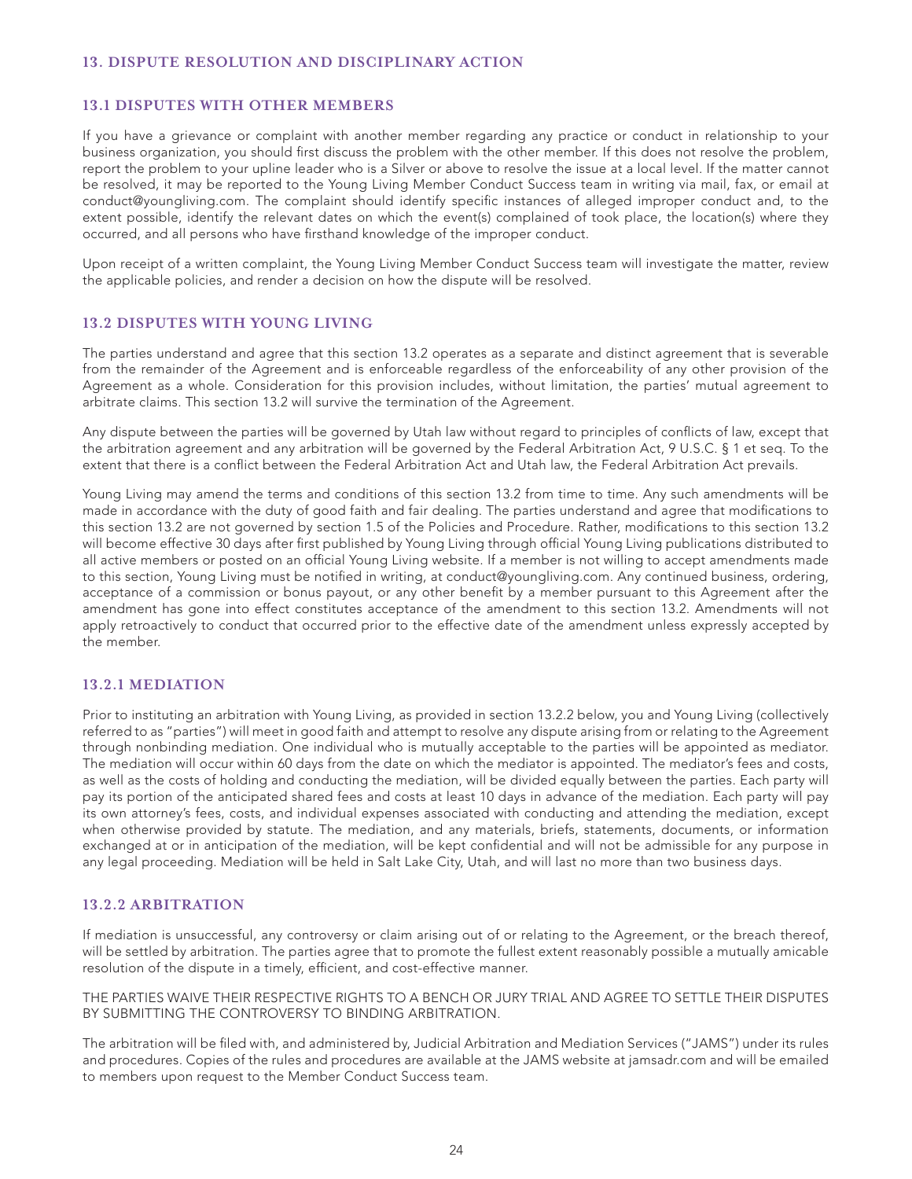## 13. DISPUTE RESOLUTION AND DISCIPLINARY ACTION

### 13.1 DISPUTES WITH OTHER MEMBERS

If you have a grievance or complaint with another member regarding any practice or conduct in relationship to your business organization, you should first discuss the problem with the other member. If this does not resolve the problem, report the problem to your upline leader who is a Silver or above to resolve the issue at a local level. If the matter cannot be resolved, it may be reported to the Young Living Member Conduct Success team in writing via mail, fax, or email at conduct@youngliving.com. The complaint should identify specific instances of alleged improper conduct and, to the extent possible, identify the relevant dates on which the event(s) complained of took place, the location(s) where they occurred, and all persons who have firsthand knowledge of the improper conduct.

Upon receipt of a written complaint, the Young Living Member Conduct Success team will investigate the matter, review the applicable policies, and render a decision on how the dispute will be resolved.

### 13.2 DISPUTES WITH YOUNG LIVING

The parties understand and agree that this section 13.2 operates as a separate and distinct agreement that is severable from the remainder of the Agreement and is enforceable regardless of the enforceability of any other provision of the Agreement as a whole. Consideration for this provision includes, without limitation, the parties' mutual agreement to arbitrate claims. This section 13.2 will survive the termination of the Agreement.

Any dispute between the parties will be governed by Utah law without regard to principles of conflicts of law, except that the arbitration agreement and any arbitration will be governed by the Federal Arbitration Act, 9 U.S.C. § 1 et seq. To the extent that there is a conflict between the Federal Arbitration Act and Utah law, the Federal Arbitration Act prevails.

Young Living may amend the terms and conditions of this section 13.2 from time to time. Any such amendments will be made in accordance with the duty of good faith and fair dealing. The parties understand and agree that modifications to this section 13.2 are not governed by section 1.5 of the Policies and Procedure. Rather, modifications to this section 13.2 will become effective 30 days after first published by Young Living through official Young Living publications distributed to all active members or posted on an official Young Living website. If a member is not willing to accept amendments made to this section, Young Living must be notified in writing, at conduct@youngliving.com. Any continued business, ordering, acceptance of a commission or bonus payout, or any other benefit by a member pursuant to this Agreement after the amendment has gone into effect constitutes acceptance of the amendment to this section 13.2. Amendments will not apply retroactively to conduct that occurred prior to the effective date of the amendment unless expressly accepted by the member.

### 13.2.1 MEDIATION

Prior to instituting an arbitration with Young Living, as provided in section 13.2.2 below, you and Young Living (collectively referred to as "parties") will meet in good faith and attempt to resolve any dispute arising from or relating to the Agreement through nonbinding mediation. One individual who is mutually acceptable to the parties will be appointed as mediator. The mediation will occur within 60 days from the date on which the mediator is appointed. The mediator's fees and costs, as well as the costs of holding and conducting the mediation, will be divided equally between the parties. Each party will pay its portion of the anticipated shared fees and costs at least 10 days in advance of the mediation. Each party will pay its own attorney's fees, costs, and individual expenses associated with conducting and attending the mediation, except when otherwise provided by statute. The mediation, and any materials, briefs, statements, documents, or information exchanged at or in anticipation of the mediation, will be kept confidential and will not be admissible for any purpose in any legal proceeding. Mediation will be held in Salt Lake City, Utah, and will last no more than two business days.

### 13.2.2 ARBITRATION

If mediation is unsuccessful, any controversy or claim arising out of or relating to the Agreement, or the breach thereof, will be settled by arbitration. The parties agree that to promote the fullest extent reasonably possible a mutually amicable resolution of the dispute in a timely, efficient, and cost-effective manner.

THE PARTIES WAIVE THEIR RESPECTIVE RIGHTS TO A BENCH OR JURY TRIAL AND AGREE TO SETTLE THEIR DISPUTES BY SUBMITTING THE CONTROVERSY TO BINDING ARBITRATION.

The arbitration will be filed with, and administered by, Judicial Arbitration and Mediation Services ("JAMS") under its rules and procedures. Copies of the rules and procedures are available at the JAMS website at jamsadr.com and will be emailed to members upon request to the Member Conduct Success team.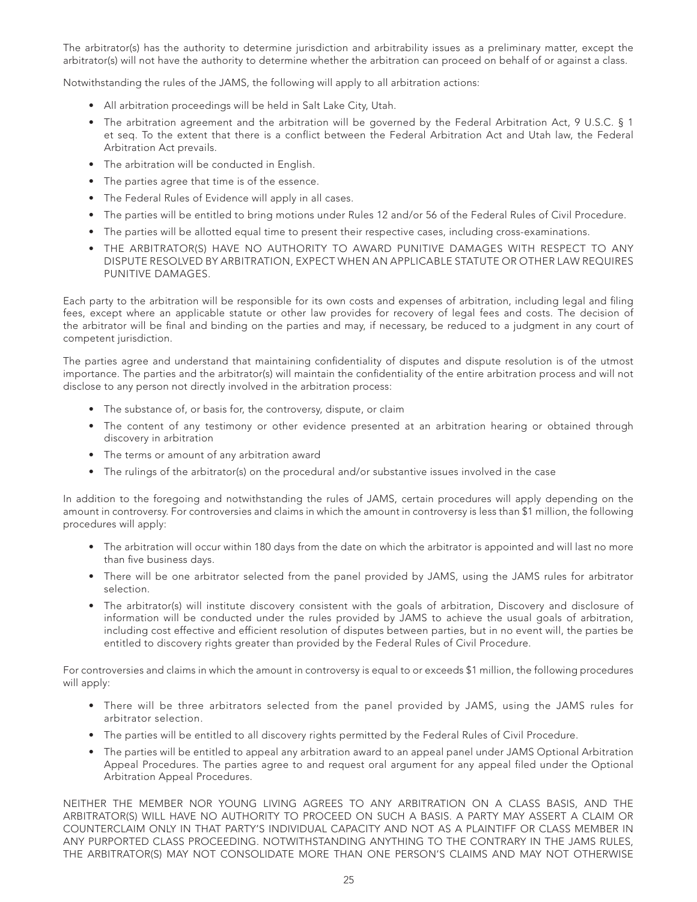The arbitrator(s) has the authority to determine jurisdiction and arbitrability issues as a preliminary matter, except the arbitrator(s) will not have the authority to determine whether the arbitration can proceed on behalf of or against a class.

Notwithstanding the rules of the JAMS, the following will apply to all arbitration actions:

- All arbitration proceedings will be held in Salt Lake City, Utah.
- The arbitration agreement and the arbitration will be governed by the Federal Arbitration Act, 9 U.S.C. § 1 et seq. To the extent that there is a conflict between the Federal Arbitration Act and Utah law, the Federal Arbitration Act prevails.
- The arbitration will be conducted in English.
- The parties agree that time is of the essence.
- The Federal Rules of Evidence will apply in all cases.
- The parties will be entitled to bring motions under Rules 12 and/or 56 of the Federal Rules of Civil Procedure.
- The parties will be allotted equal time to present their respective cases, including cross-examinations.
- THE ARBITRATOR(S) HAVE NO AUTHORITY TO AWARD PUNITIVE DAMAGES WITH RESPECT TO ANY DISPUTE RESOLVED BY ARBITRATION, EXPECT WHEN AN APPLICABLE STATUTE OR OTHER LAW REQUIRES PUNITIVE DAMAGES.

Each party to the arbitration will be responsible for its own costs and expenses of arbitration, including legal and filing fees, except where an applicable statute or other law provides for recovery of legal fees and costs. The decision of the arbitrator will be final and binding on the parties and may, if necessary, be reduced to a judgment in any court of competent jurisdiction.

The parties agree and understand that maintaining confidentiality of disputes and dispute resolution is of the utmost importance. The parties and the arbitrator(s) will maintain the confidentiality of the entire arbitration process and will not disclose to any person not directly involved in the arbitration process:

- The substance of, or basis for, the controversy, dispute, or claim
- The content of any testimony or other evidence presented at an arbitration hearing or obtained through discovery in arbitration
- The terms or amount of any arbitration award
- The rulings of the arbitrator(s) on the procedural and/or substantive issues involved in the case

In addition to the foregoing and notwithstanding the rules of JAMS, certain procedures will apply depending on the amount in controversy. For controversies and claims in which the amount in controversy is less than $1 million, the following procedures will apply:

- The arbitration will occur within 180 days from the date on which the arbitrator is appointed and will last no more than five business days.
- There will be one arbitrator selected from the panel provided by JAMS, using the JAMS rules for arbitrator selection.
- The arbitrator(s) will institute discovery consistent with the goals of arbitration, Discovery and disclosure of information will be conducted under the rules provided by JAMS to achieve the usual goals of arbitration, including cost effective and efficient resolution of disputes between parties, but in no event will, the parties be entitled to discovery rights greater than provided by the Federal Rules of Civil Procedure.

For controversies and claims in which the amount in controversy is equal to or exceeds $1 million, the following procedures will apply:

- There will be three arbitrators selected from the panel provided by JAMS, using the JAMS rules for arbitrator selection.
- The parties will be entitled to all discovery rights permitted by the Federal Rules of Civil Procedure.
- The parties will be entitled to appeal any arbitration award to an appeal panel under JAMS Optional Arbitration Appeal Procedures. The parties agree to and request oral argument for any appeal filed under the Optional Arbitration Appeal Procedures.

NEITHER THE MEMBER NOR YOUNG LIVING AGREES TO ANY ARBITRATION ON A CLASS BASIS, AND THE ARBITRATOR(S) WILL HAVE NO AUTHORITY TO PROCEED ON SUCH A BASIS. A PARTY MAY ASSERT A CLAIM OR COUNTERCLAIM ONLY IN THAT PARTY'S INDIVIDUAL CAPACITY AND NOT AS A PLAINTIFF OR CLASS MEMBER IN ANY PURPORTED CLASS PROCEEDING. NOTWITHSTANDING ANYTHING TO THE CONTRARY IN THE JAMS RULES, THE ARBITRATOR(S) MAY NOT CONSOLIDATE MORE THAN ONE PERSON'S CLAIMS AND MAY NOT OTHERWISE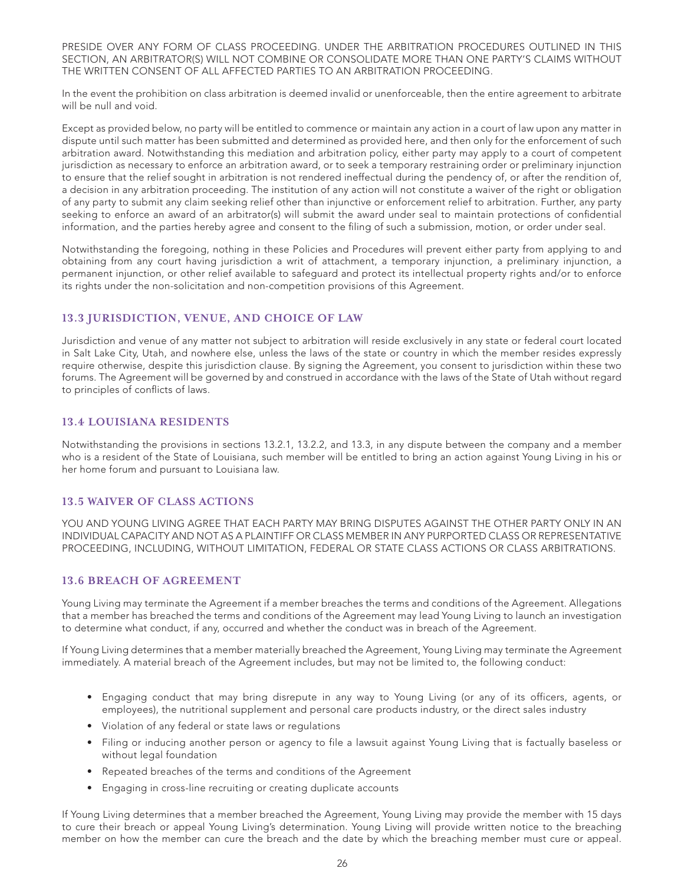PRESIDE OVER ANY FORM OF CLASS PROCEEDING. UNDER THE ARBITRATION PROCEDURES OUTLINED IN THIS SECTION, AN ARBITRATOR(S) WILL NOT COMBINE OR CONSOLIDATE MORE THAN ONE PARTY'S CLAIMS WITHOUT THE WRITTEN CONSENT OF ALL AFFECTED PARTIES TO AN ARBITRATION PROCEEDING.

In the event the prohibition on class arbitration is deemed invalid or unenforceable, then the entire agreement to arbitrate will be null and void.

Except as provided below, no party will be entitled to commence or maintain any action in a court of law upon any matter in dispute until such matter has been submitted and determined as provided here, and then only for the enforcement of such arbitration award. Notwithstanding this mediation and arbitration policy, either party may apply to a court of competent jurisdiction as necessary to enforce an arbitration award, or to seek a temporary restraining order or preliminary injunction to ensure that the relief sought in arbitration is not rendered ineffectual during the pendency of, or after the rendition of, a decision in any arbitration proceeding. The institution of any action will not constitute a waiver of the right or obligation of any party to submit any claim seeking relief other than injunctive or enforcement relief to arbitration. Further, any party seeking to enforce an award of an arbitrator(s) will submit the award under seal to maintain protections of confidential information, and the parties hereby agree and consent to the filing of such a submission, motion, or order under seal.

Notwithstanding the foregoing, nothing in these Policies and Procedures will prevent either party from applying to and obtaining from any court having jurisdiction a writ of attachment, a temporary injunction, a preliminary injunction, a permanent injunction, or other relief available to safeguard and protect its intellectual property rights and/or to enforce its rights under the non-solicitation and non-competition provisions of this Agreement.

## 13.3 JURISDICTION, VENUE, AND CHOICE OF LAW

Jurisdiction and venue of any matter not subject to arbitration will reside exclusively in any state or federal court located in Salt Lake City, Utah, and nowhere else, unless the laws of the state or country in which the member resides expressly require otherwise, despite this jurisdiction clause. By signing the Agreement, you consent to jurisdiction within these two forums. The Agreement will be governed by and construed in accordance with the laws of the State of Utah without regard to principles of conflicts of laws.

## 13.4 LOUISIANA RESIDENTS

Notwithstanding the provisions in sections 13.2.1, 13.2.2, and 13.3, in any dispute between the company and a member who is a resident of the State of Louisiana, such member will be entitled to bring an action against Young Living in his or her home forum and pursuant to Louisiana law.

## 13.5 WAIVER OF CLASS ACTIONS

YOU AND YOUNG LIVING AGREE THAT EACH PARTY MAY BRING DISPUTES AGAINST THE OTHER PARTY ONLY IN AN INDIVIDUAL CAPACITY AND NOT AS A PLAINTIFF OR CLASS MEMBER IN ANY PURPORTED CLASS OR REPRESENTATIVE PROCEEDING, INCLUDING, WITHOUT LIMITATION, FEDERAL OR STATE CLASS ACTIONS OR CLASS ARBITRATIONS.

## 13.6 BREACH OF AGREEMENT

Young Living may terminate the Agreement if a member breaches the terms and conditions of the Agreement. Allegations that a member has breached the terms and conditions of the Agreement may lead Young Living to launch an investigation to determine what conduct, if any, occurred and whether the conduct was in breach of the Agreement.

If Young Living determines that a member materially breached the Agreement, Young Living may terminate the Agreement immediately. A material breach of the Agreement includes, but may not be limited to, the following conduct:

- Engaging conduct that may bring disrepute in any way to Young Living (or any of its officers, agents, or employees), the nutritional supplement and personal care products industry, or the direct sales industry
- Violation of any federal or state laws or regulations
- Filing or inducing another person or agency to file a lawsuit against Young Living that is factually baseless or without legal foundation
- Repeated breaches of the terms and conditions of the Agreement
- Engaging in cross-line recruiting or creating duplicate accounts

If Young Living determines that a member breached the Agreement, Young Living may provide the member with 15 days to cure their breach or appeal Young Living's determination. Young Living will provide written notice to the breaching member on how the member can cure the breach and the date by which the breaching member must cure or appeal.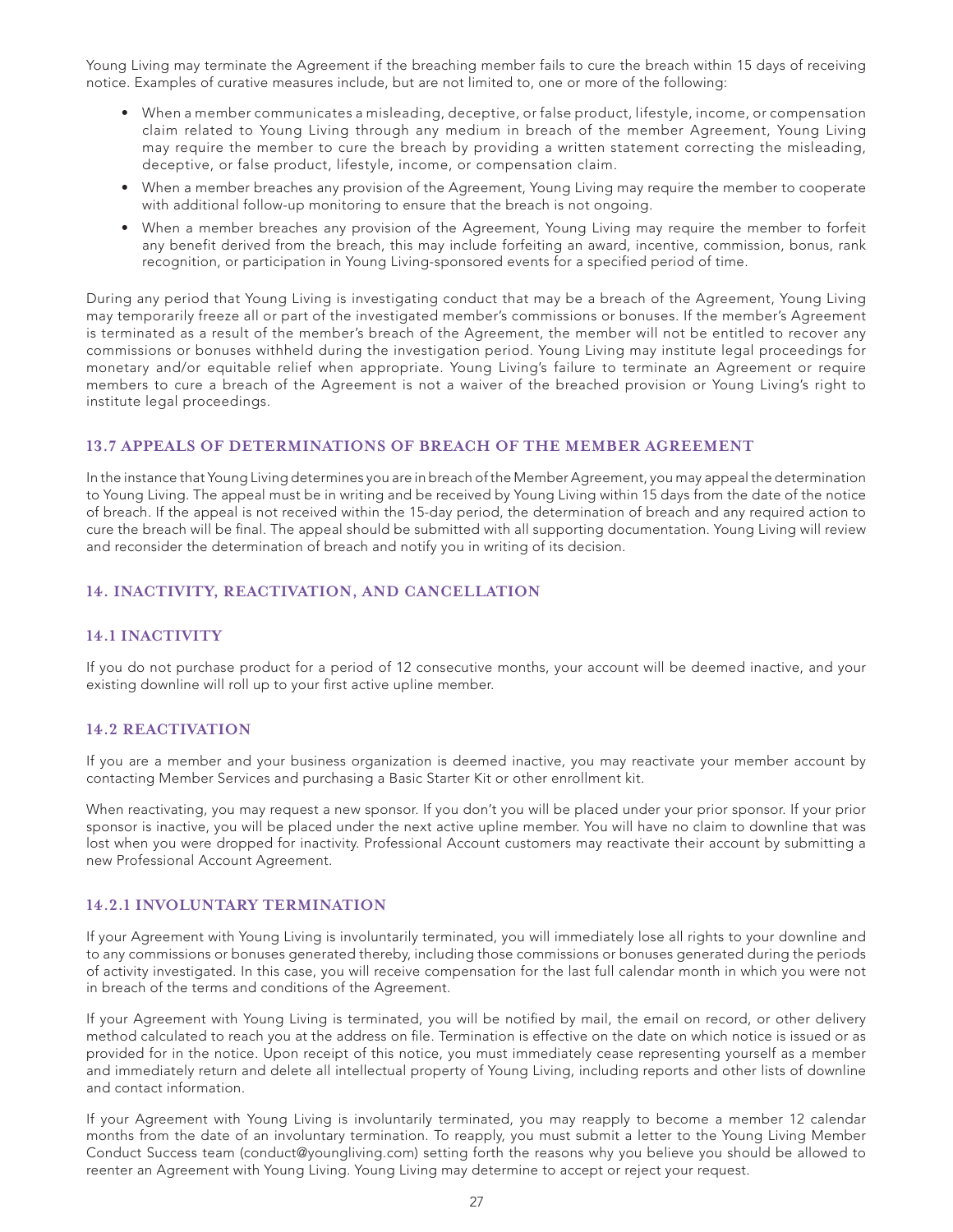Young Living may terminate the Agreement if the breaching member fails to cure the breach within 15 days of receiving notice. Examples of curative measures include, but are not limited to, one or more of the following:

- When a member communicates a misleading, deceptive, or false product, lifestyle, income, or compensation claim related to Young Living through any medium in breach of the member Agreement, Young Living may require the member to cure the breach by providing a written statement correcting the misleading, deceptive, or false product, lifestyle, income, or compensation claim.
- When a member breaches any provision of the Agreement, Young Living may require the member to cooperate with additional follow-up monitoring to ensure that the breach is not ongoing.
- When a member breaches any provision of the Agreement, Young Living may require the member to forfeit any benefit derived from the breach, this may include forfeiting an award, incentive, commission, bonus, rank recognition, or participation in Young Living-sponsored events for a specified period of time.

During any period that Young Living is investigating conduct that may be a breach of the Agreement, Young Living may temporarily freeze all or part of the investigated member's commissions or bonuses. If the member's Agreement is terminated as a result of the member's breach of the Agreement, the member will not be entitled to recover any commissions or bonuses withheld during the investigation period. Young Living may institute legal proceedings for monetary and/or equitable relief when appropriate. Young Living's failure to terminate an Agreement or require members to cure a breach of the Agreement is not a waiver of the breached provision or Young Living's right to institute legal proceedings.

### 13.7 APPEALS OF DETERMINATIONS OF BREACH OF THE MEMBER AGREEMENT

In the instance that Young Living determines you are in breach of the Member Agreement, you may appeal the determination to Young Living. The appeal must be in writing and be received by Young Living within 15 days from the date of the notice of breach. If the appeal is not received within the 15-day period, the determination of breach and any required action to cure the breach will be final. The appeal should be submitted with all supporting documentation. Young Living will review and reconsider the determination of breach and notify you in writing of its decision.

## 14. INACTIVITY, REACTIVATION, AND CANCELLATION

### 14.1 INACTIVITY

If you do not purchase product for a period of 12 consecutive months, your account will be deemed inactive, and your existing downline will roll up to your first active upline member.

### 14.2 REACTIVATION

If you are a member and your business organization is deemed inactive, you may reactivate your member account by contacting Member Services and purchasing a Basic Starter Kit or other enrollment kit.

When reactivating, you may request a new sponsor. If you don't you will be placed under your prior sponsor. If your prior sponsor is inactive, you will be placed under the next active upline member. You will have no claim to downline that was lost when you were dropped for inactivity. Professional Account customers may reactivate their account by submitting a new Professional Account Agreement.

### 14.2.1 INVOLUNTARY TERMINATION

If your Agreement with Young Living is involuntarily terminated, you will immediately lose all rights to your downline and to any commissions or bonuses generated thereby, including those commissions or bonuses generated during the periods of activity investigated. In this case, you will receive compensation for the last full calendar month in which you were not in breach of the terms and conditions of the Agreement.

If your Agreement with Young Living is terminated, you will be notified by mail, the email on record, or other delivery method calculated to reach you at the address on file. Termination is effective on the date on which notice is issued or as provided for in the notice. Upon receipt of this notice, you must immediately cease representing yourself as a member and immediately return and delete all intellectual property of Young Living, including reports and other lists of downline and contact information.

If your Agreement with Young Living is involuntarily terminated, you may reapply to become a member 12 calendar months from the date of an involuntary termination. To reapply, you must submit a letter to the Young Living Member Conduct Success team (conduct@youngliving.com) setting forth the reasons why you believe you should be allowed to reenter an Agreement with Young Living. Young Living may determine to accept or reject your request.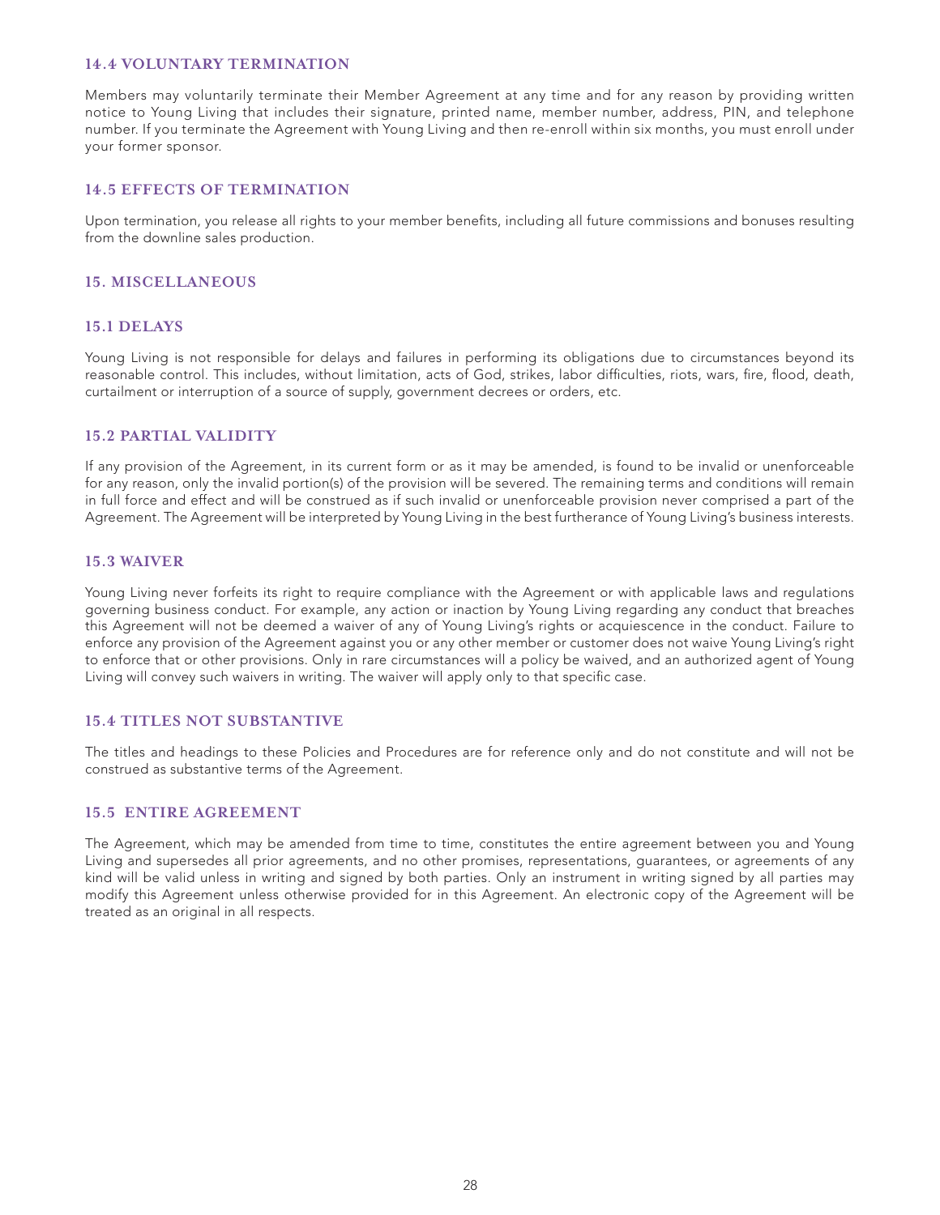### 14.4 VOLUNTARY TERMINATION

Members may voluntarily terminate their Member Agreement at any time and for any reason by providing written notice to Young Living that includes their signature, printed name, member number, address, PIN, and telephone number. If you terminate the Agreement with Young Living and then re-enroll within six months, you must enroll under your former sponsor.

### 14.5 EFFECTS OF TERMINATION

Upon termination, you release all rights to your member benefits, including all future commissions and bonuses resulting from the downline sales production.

## 15. MISCELLANEOUS

### 15.1 DELAYS

Young Living is not responsible for delays and failures in performing its obligations due to circumstances beyond its reasonable control. This includes, without limitation, acts of God, strikes, labor difficulties, riots, wars, fire, flood, death, curtailment or interruption of a source of supply, government decrees or orders, etc.

### 15.2 PARTIAL VALIDITY

If any provision of the Agreement, in its current form or as it may be amended, is found to be invalid or unenforceable for any reason, only the invalid portion(s) of the provision will be severed. The remaining terms and conditions will remain in full force and effect and will be construed as if such invalid or unenforceable provision never comprised a part of the Agreement. The Agreement will be interpreted by Young Living in the best furtherance of Young Living's business interests.

### 15.3 WAIVER

Young Living never forfeits its right to require compliance with the Agreement or with applicable laws and regulations governing business conduct. For example, any action or inaction by Young Living regarding any conduct that breaches this Agreement will not be deemed a waiver of any of Young Living's rights or acquiescence in the conduct. Failure to enforce any provision of the Agreement against you or any other member or customer does not waive Young Living's right to enforce that or other provisions. Only in rare circumstances will a policy be waived, and an authorized agent of Young Living will convey such waivers in writing. The waiver will apply only to that specific case.

### 15.4 TITLES NOT SUBSTANTIVE

The titles and headings to these Policies and Procedures are for reference only and do not constitute and will not be construed as substantive terms of the Agreement.

### 15.5 ENTIRE AGREEMENT

The Agreement, which may be amended from time to time, constitutes the entire agreement between you and Young Living and supersedes all prior agreements, and no other promises, representations, guarantees, or agreements of any kind will be valid unless in writing and signed by both parties. Only an instrument in writing signed by all parties may modify this Agreement unless otherwise provided for in this Agreement. An electronic copy of the Agreement will be treated as an original in all respects.